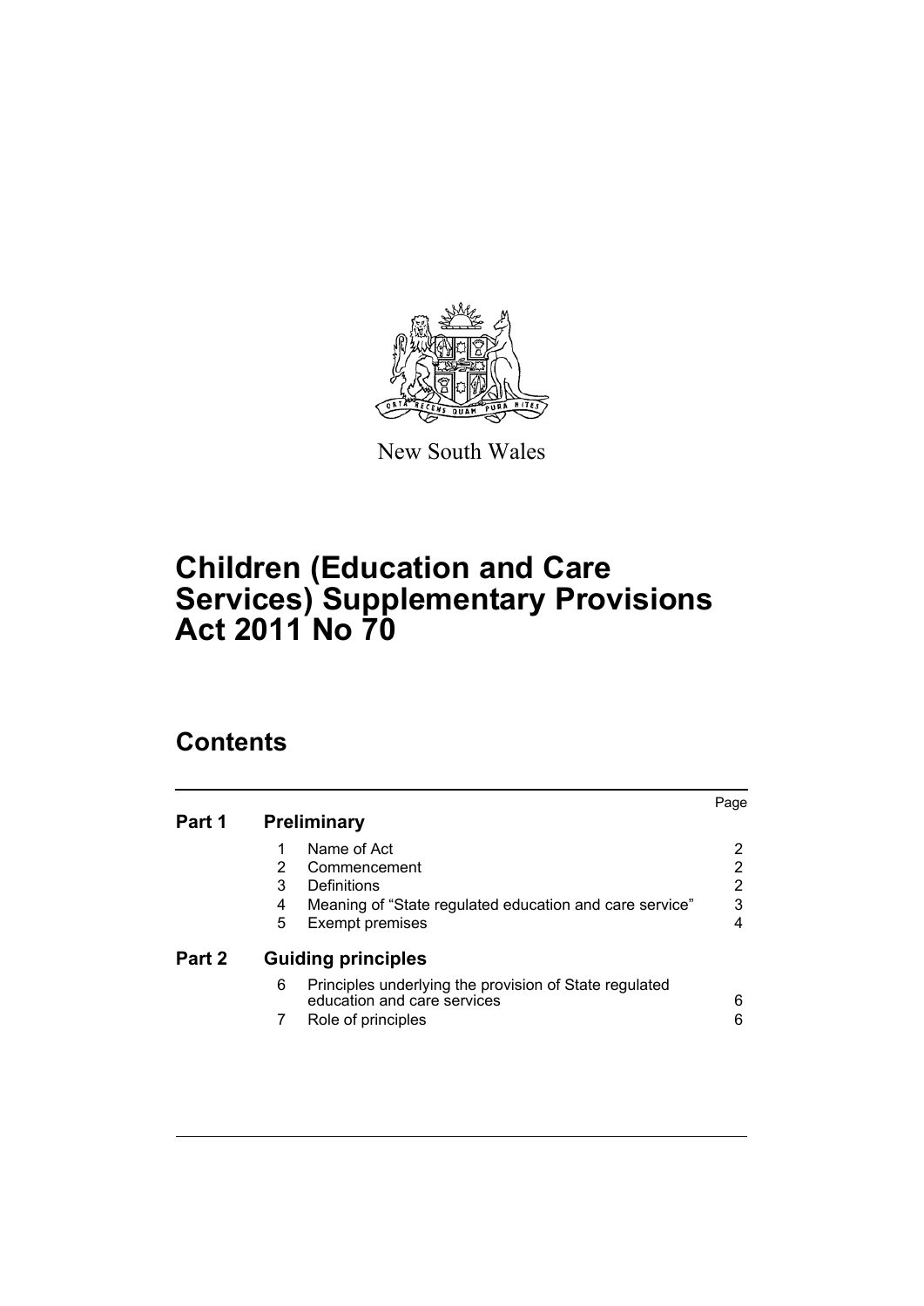New South Wales

# Children (Education and Care Services) Supplementary Provisions Act 2011 No 70

## Contents

| | | | Page |
|---|---|---|---|
| **Part 1** | **Preliminary** | | |
| | 1 | Name of Act | 2 |
| | 2 | Commencement | 2 |
| | 3 | Definitions | 2 |
| | 4 | Meaning of "State regulated education and care service" | 3 |
| | 5 | Exempt premises | 4 |
| **Part 2** | **Guiding principles** | | |
| | 6 | Principles underlying the provision of State regulated education and care services | 6 |
| | 7 | Role of principles | 6 |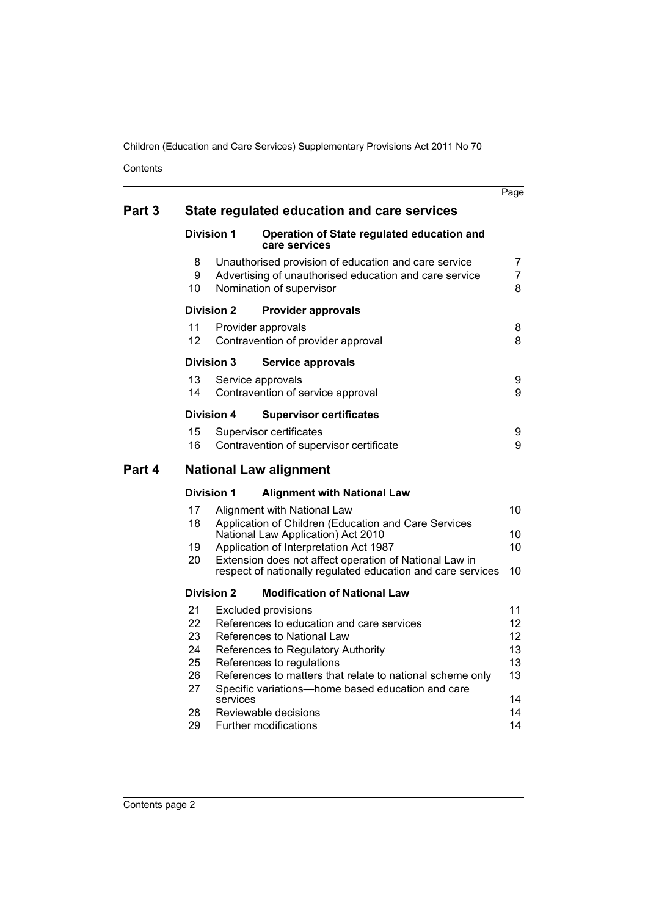| | | Page |
|---|---|---|
| **Part 3** | **State regulated education and care services** | |
| | **Division 1 Operation of State regulated education and care services** | |
| 8 | Unauthorised provision of education and care service | 7 |
| 9 | Advertising of unauthorised education and care service | 7 |
| 10 | Nomination of supervisor | 8 |
| | **Division 2 Provider approvals** | |
| 11 | Provider approvals | 8 |
| 12 | Contravention of provider approval | 8 |
| | **Division 3 Service approvals** | |
| 13 | Service approvals | 9 |
| 14 | Contravention of service approval | 9 |
| | **Division 4 Supervisor certificates** | |
| 15 | Supervisor certificates | 9 |
| 16 | Contravention of supervisor certificate | 9 |
| **Part 4** | **National Law alignment** | |
| | **Division 1 Alignment with National Law** | |
| 17 | Alignment with National Law | 10 |
| 18 | Application of Children (Education and Care Services National Law Application) Act 2010 | 10 |
| 19 | Application of Interpretation Act 1987 | 10 |
| 20 | Extension does not affect operation of National Law in respect of nationally regulated education and care services | 10 |
| | **Division 2 Modification of National Law** | |
| 21 | Excluded provisions | 11 |
| 22 | References to education and care services | 12 |
| 23 | References to National Law | 12 |
| 24 | References to Regulatory Authority | 13 |
| 25 | References to regulations | 13 |
| 26 | References to matters that relate to national scheme only | 13 |
| 27 | Specific variations—home based education and care services | 14 |
| 28 | Reviewable decisions | 14 |
| 29 | Further modifications | 14 |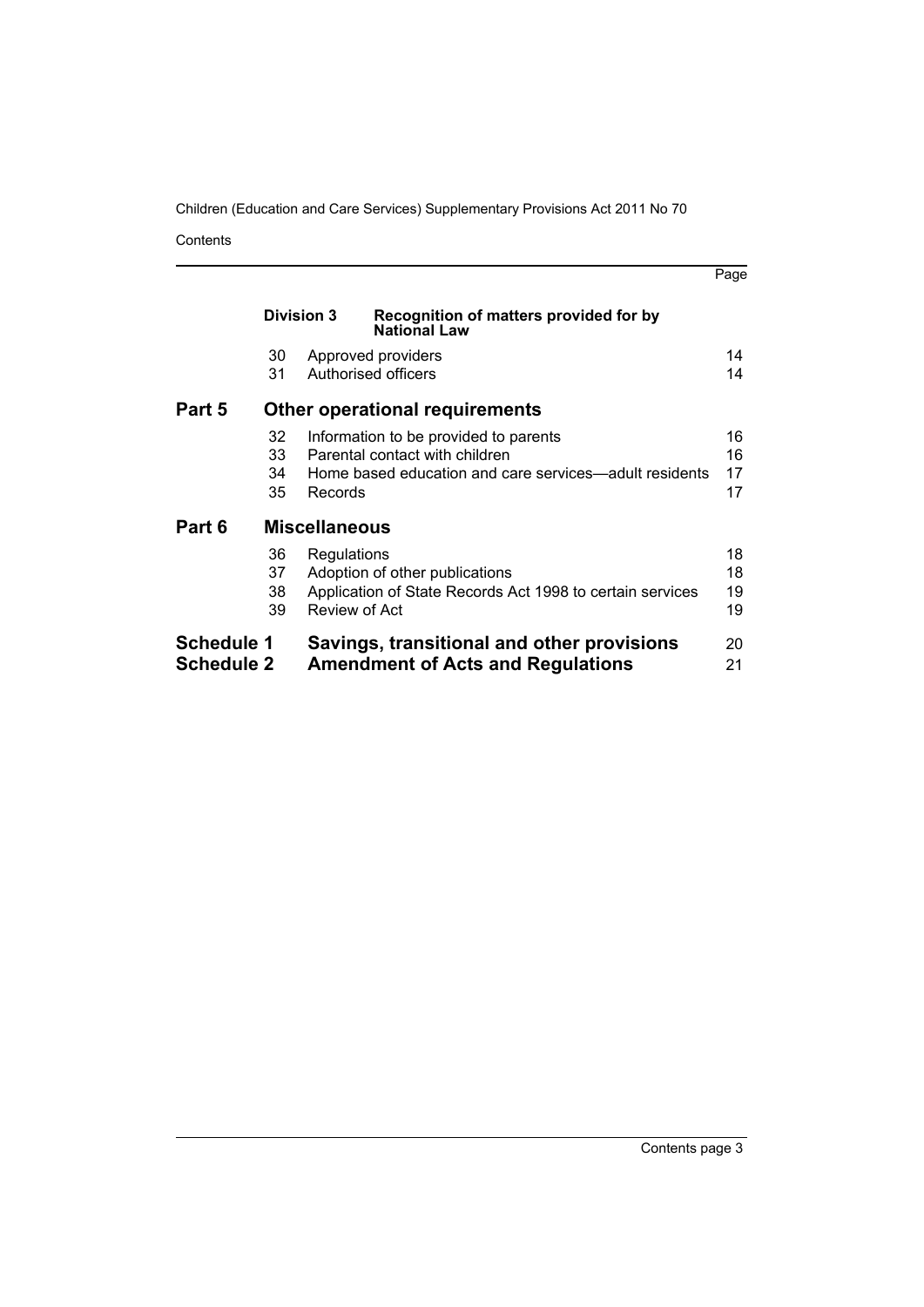| | | | Page |
|---|---|---|---|
| | **Division 3** | **Recognition of matters provided for by National Law** | |
| | 30 | Approved providers | 14 |
| | 31 | Authorised officers | 14 |
| **Part 5** | **Other operational requirements** | | |
| | 32 | Information to be provided to parents | 16 |
| | 33 | Parental contact with children | 16 |
| | 34 | Home based education and care services—adult residents | 17 |
| | 35 | Records | 17 |
| **Part 6** | **Miscellaneous** | | |
| | 36 | Regulations | 18 |
| | 37 | Adoption of other publications | 18 |
| | 38 | Application of State Records Act 1998 to certain services | 19 |
| | 39 | Review of Act | 19 |
| **Schedule 1** | **Savings, transitional and other provisions** | | 20 |
| **Schedule 2** | **Amendment of Acts and Regulations** | | 21 |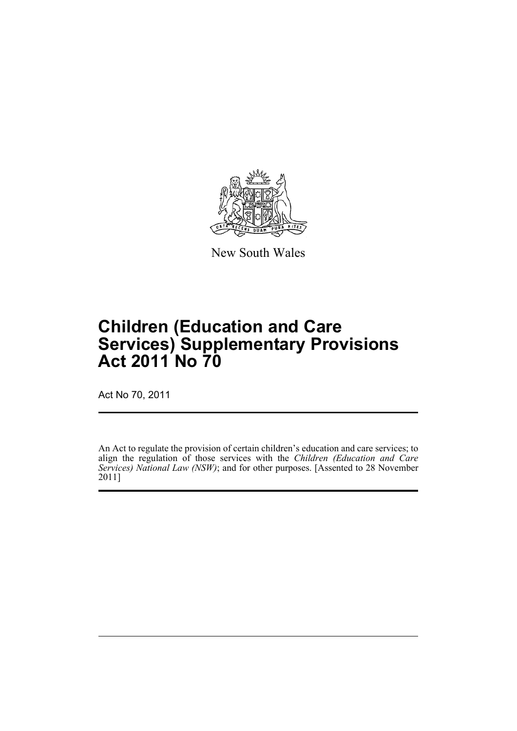New South Wales

# Children (Education and Care Services) Supplementary Provisions Act 2011 No 70

Act No 70, 2011

An Act to regulate the provision of certain children's education and care services; to align the regulation of those services with the *Children (Education and Care Services) National Law (NSW)*; and for other purposes. [Assented to 28 November 2011]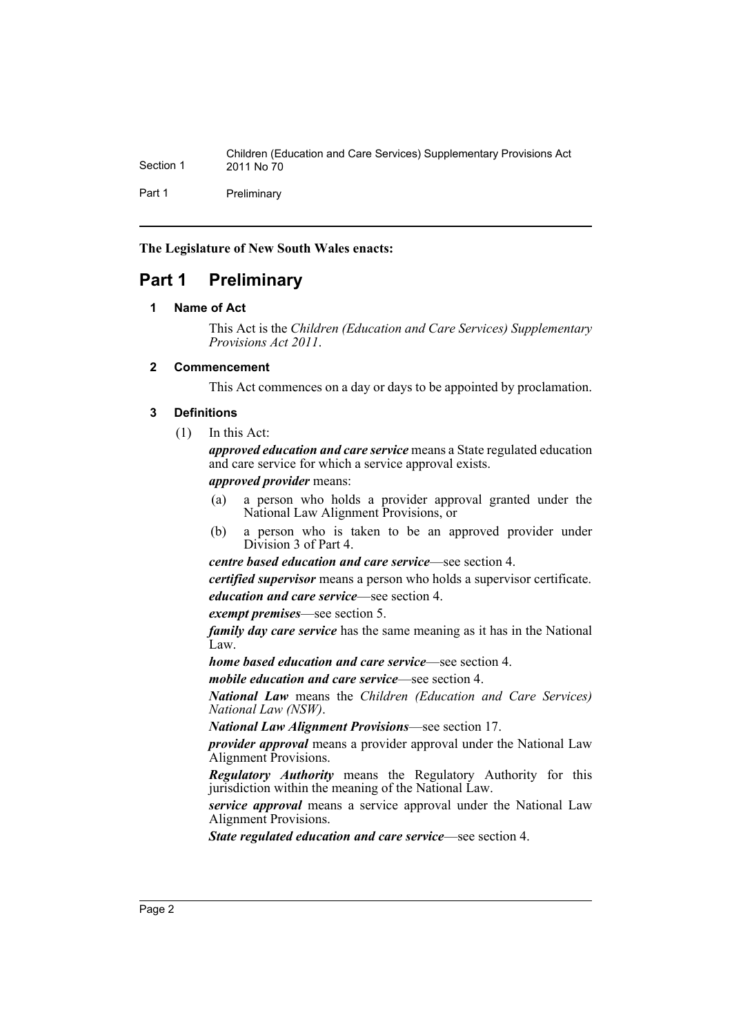**The Legislature of New South Wales enacts:**

# Part 1 Preliminary

## 1 Name of Act

This Act is the *Children (Education and Care Services) Supplementary Provisions Act 2011*.

## 2 Commencement

This Act commences on a day or days to be appointed by proclamation.

## 3 Definitions

(1) In this Act:

***approved education and care service*** means a State regulated education and care service for which a service approval exists.

***approved provider*** means:

(a) a person who holds a provider approval granted under the National Law Alignment Provisions, or

(b) a person who is taken to be an approved provider under Division 3 of Part 4.

***centre based education and care service***—see section 4.

***certified supervisor*** means a person who holds a supervisor certificate.

***education and care service***—see section 4.

***exempt premises***—see section 5.

***family day care service*** has the same meaning as it has in the National Law.

***home based education and care service***—see section 4.

***mobile education and care service***—see section 4.

***National Law*** means the *Children (Education and Care Services) National Law (NSW)*.

***National Law Alignment Provisions***—see section 17.

***provider approval*** means a provider approval under the National Law Alignment Provisions.

***Regulatory Authority*** means the Regulatory Authority for this jurisdiction within the meaning of the National Law.

***service approval*** means a service approval under the National Law Alignment Provisions.

***State regulated education and care service***—see section 4.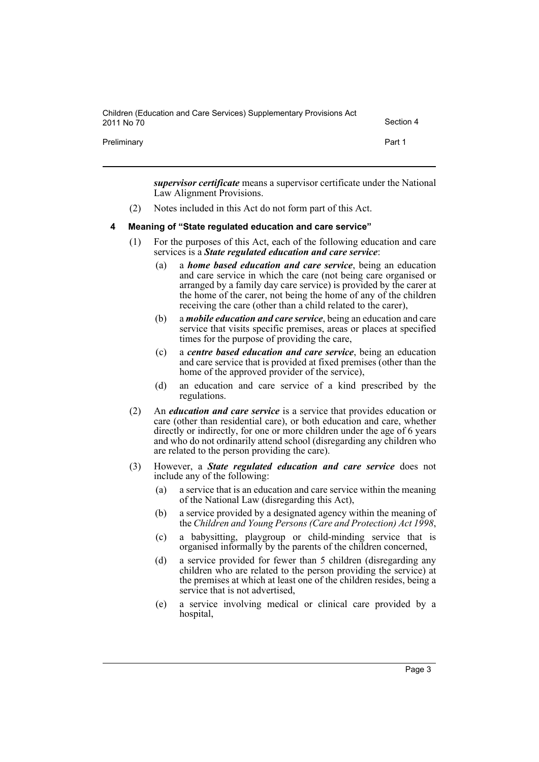***supervisor certificate*** means a supervisor certificate under the National Law Alignment Provisions.

(2) Notes included in this Act do not form part of this Act.

### 4 Meaning of "State regulated education and care service"

(1) For the purposes of this Act, each of the following education and care services is a ***State regulated education and care service***:

(a) a ***home based education and care service***, being an education and care service in which the care (not being care organised or arranged by a family day care service) is provided by the carer at the home of the carer, not being the home of any of the children receiving the care (other than a child related to the carer),

(b) a ***mobile education and care service***, being an education and care service that visits specific premises, areas or places at specified times for the purpose of providing the care,

(c) a ***centre based education and care service***, being an education and care service that is provided at fixed premises (other than the home of the approved provider of the service),

(d) an education and care service of a kind prescribed by the regulations.

(2) An ***education and care service*** is a service that provides education or care (other than residential care), or both education and care, whether directly or indirectly, for one or more children under the age of 6 years and who do not ordinarily attend school (disregarding any children who are related to the person providing the care).

(3) However, a ***State regulated education and care service*** does not include any of the following:

(a) a service that is an education and care service within the meaning of the National Law (disregarding this Act),

(b) a service provided by a designated agency within the meaning of the *Children and Young Persons (Care and Protection) Act 1998*,

(c) a babysitting, playgroup or child-minding service that is organised informally by the parents of the children concerned,

(d) a service provided for fewer than 5 children (disregarding any children who are related to the person providing the service) at the premises at which at least one of the children resides, being a service that is not advertised,

(e) a service involving medical or clinical care provided by a hospital,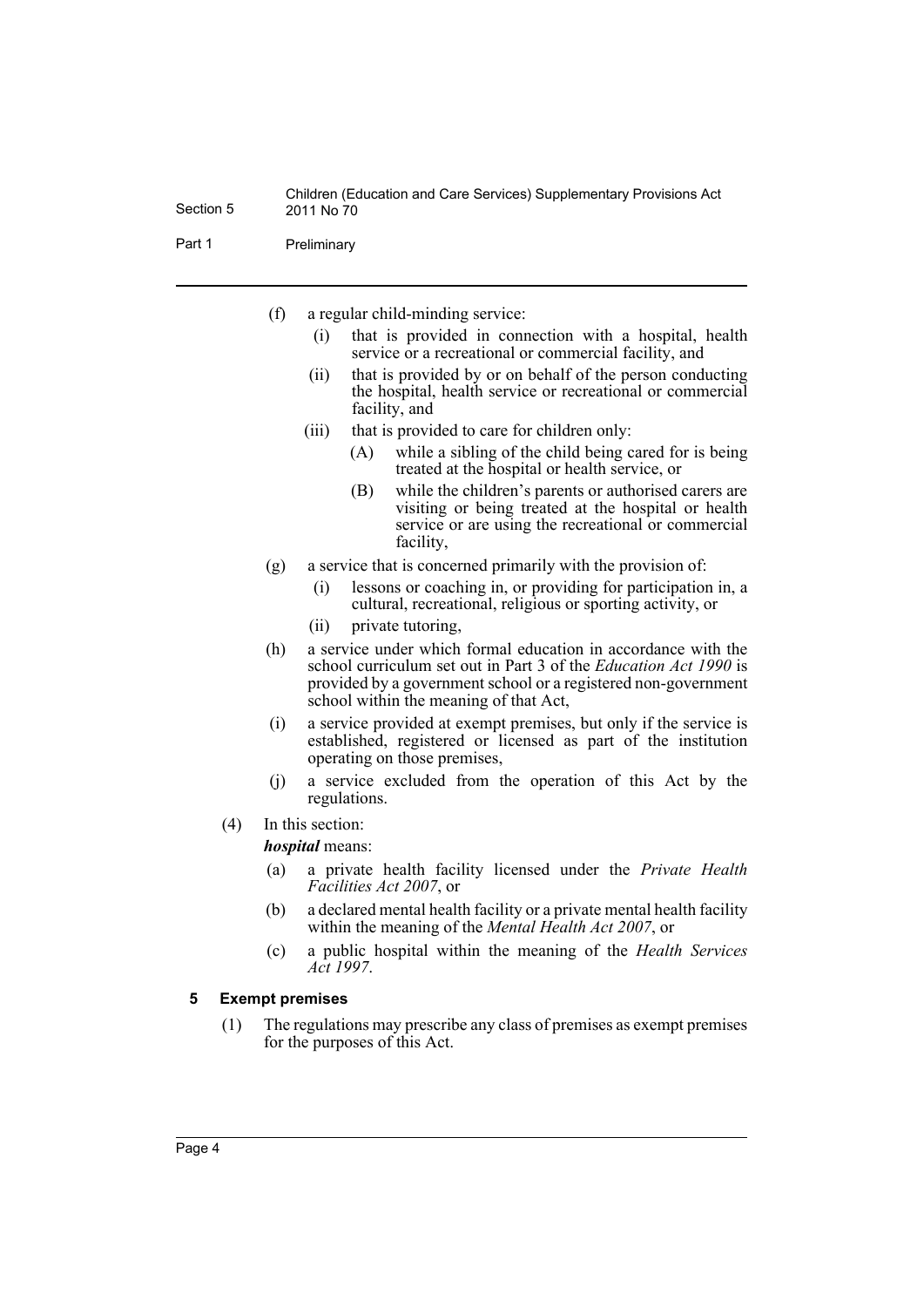(f) a regular child-minding service:

   (i) that is provided in connection with a hospital, health service or a recreational or commercial facility, and

   (ii) that is provided by or on behalf of the person conducting the hospital, health service or recreational or commercial facility, and

   (iii) that is provided to care for children only:

      (A) while a sibling of the child being cared for is being treated at the hospital or health service, or

      (B) while the children's parents or authorised carers are visiting or being treated at the hospital or health service or are using the recreational or commercial facility,

(g) a service that is concerned primarily with the provision of:

   (i) lessons or coaching in, or providing for participation in, a cultural, recreational, religious or sporting activity, or

   (ii) private tutoring,

(h) a service under which formal education in accordance with the school curriculum set out in Part 3 of the *Education Act 1990* is provided by a government school or a registered non-government school within the meaning of that Act,

(i) a service provided at exempt premises, but only if the service is established, registered or licensed as part of the institution operating on those premises,

(j) a service excluded from the operation of this Act by the regulations.

(4) In this section:

***hospital*** means:

(a) a private health facility licensed under the *Private Health Facilities Act 2007*, or

(b) a declared mental health facility or a private mental health facility within the meaning of the *Mental Health Act 2007*, or

(c) a public hospital within the meaning of the *Health Services Act 1997*.

### 5 Exempt premises

(1) The regulations may prescribe any class of premises as exempt premises for the purposes of this Act.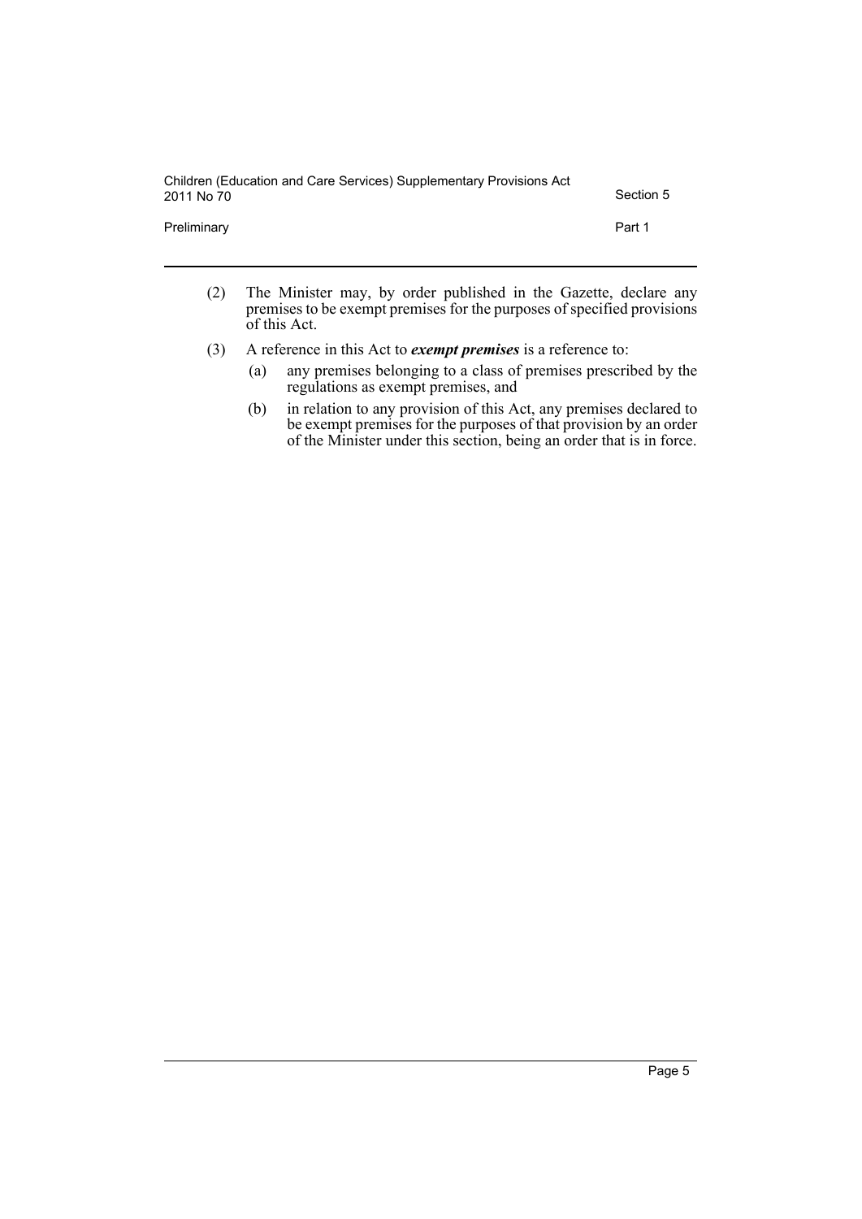(2) The Minister may, by order published in the Gazette, declare any premises to be exempt premises for the purposes of specified provisions of this Act.

(3) A reference in this Act to ***exempt premises*** is a reference to:

(a) any premises belonging to a class of premises prescribed by the regulations as exempt premises, and

(b) in relation to any provision of this Act, any premises declared to be exempt premises for the purposes of that provision by an order of the Minister under this section, being an order that is in force.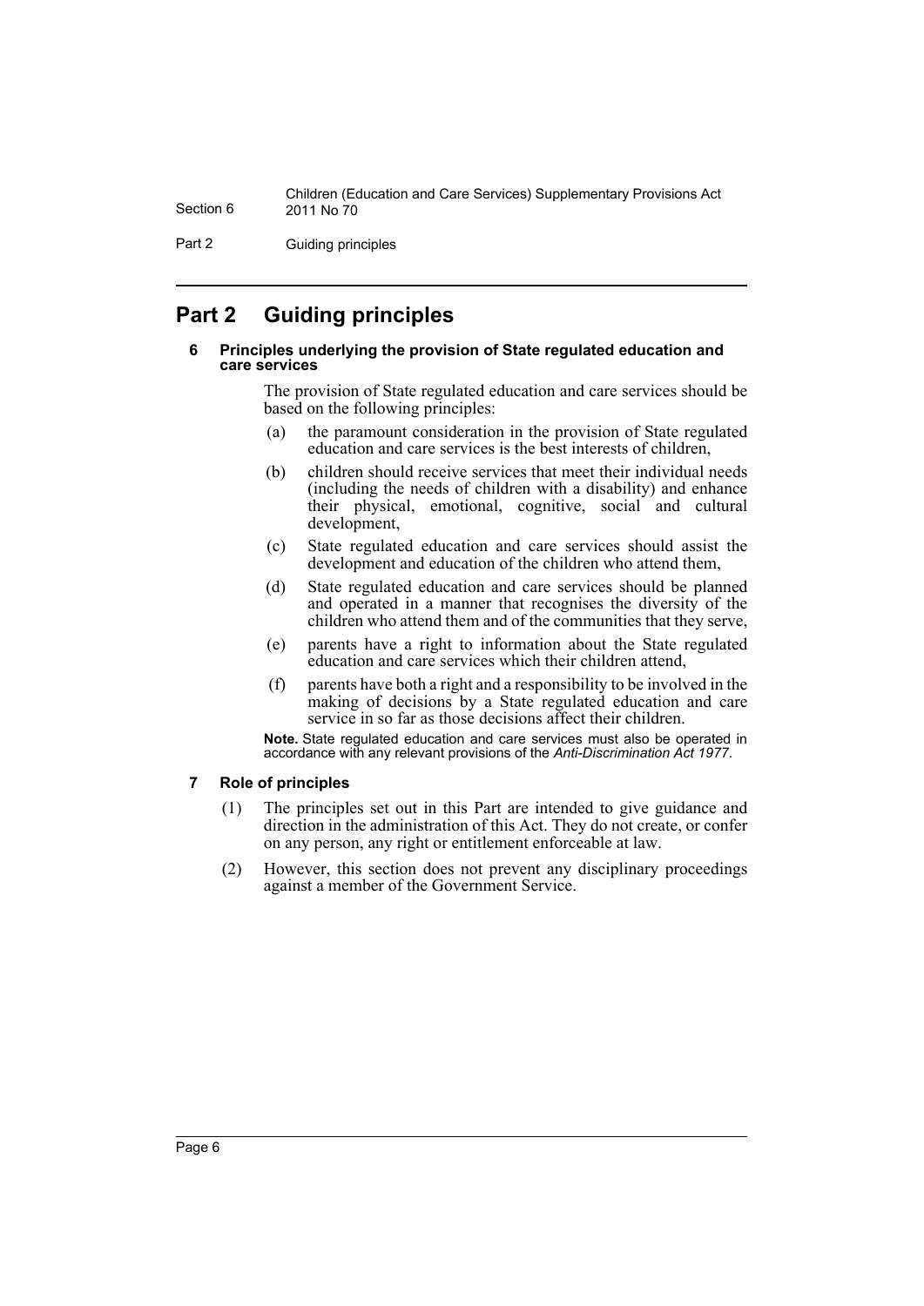## Part 2 Guiding principles

### 6 Principles underlying the provision of State regulated education and care services

The provision of State regulated education and care services should be based on the following principles:

(a) the paramount consideration in the provision of State regulated education and care services is the best interests of children,

(b) children should receive services that meet their individual needs (including the needs of children with a disability) and enhance their physical, emotional, cognitive, social and cultural development,

(c) State regulated education and care services should assist the development and education of the children who attend them,

(d) State regulated education and care services should be planned and operated in a manner that recognises the diversity of the children who attend them and of the communities that they serve,

(e) parents have a right to information about the State regulated education and care services which their children attend,

(f) parents have both a right and a responsibility to be involved in the making of decisions by a State regulated education and care service in so far as those decisions affect their children.

**Note.** State regulated education and care services must also be operated in accordance with any relevant provisions of the *Anti-Discrimination Act 1977*.

### 7 Role of principles

(1) The principles set out in this Part are intended to give guidance and direction in the administration of this Act. They do not create, or confer on any person, any right or entitlement enforceable at law.

(2) However, this section does not prevent any disciplinary proceedings against a member of the Government Service.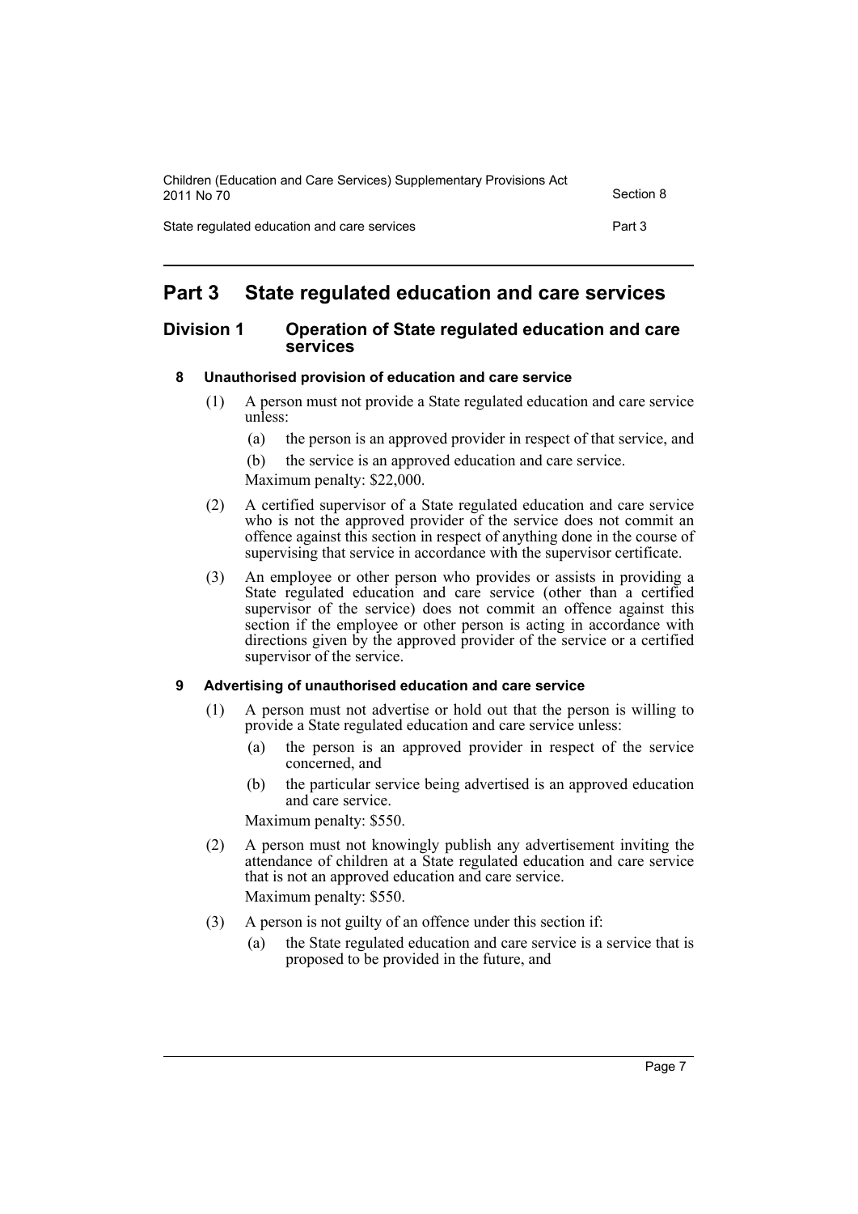# Part 3 State regulated education and care services

## Division 1 Operation of State regulated education and care services

### 8 Unauthorised provision of education and care service

(1) A person must not provide a State regulated education and care service unless:

- (a) the person is an approved provider in respect of that service, and
- (b) the service is an approved education and care service.

Maximum penalty: $22,000.

(2) A certified supervisor of a State regulated education and care service who is not the approved provider of the service does not commit an offence against this section in respect of anything done in the course of supervising that service in accordance with the supervisor certificate.

(3) An employee or other person who provides or assists in providing a State regulated education and care service (other than a certified supervisor of the service) does not commit an offence against this section if the employee or other person is acting in accordance with directions given by the approved provider of the service or a certified supervisor of the service.

### 9 Advertising of unauthorised education and care service

(1) A person must not advertise or hold out that the person is willing to provide a State regulated education and care service unless:

- (a) the person is an approved provider in respect of the service concerned, and
- (b) the particular service being advertised is an approved education and care service.

Maximum penalty: $550.

(2) A person must not knowingly publish any advertisement inviting the attendance of children at a State regulated education and care service that is not an approved education and care service.

Maximum penalty: $550.

(3) A person is not guilty of an offence under this section if:

- (a) the State regulated education and care service is a service that is proposed to be provided in the future, and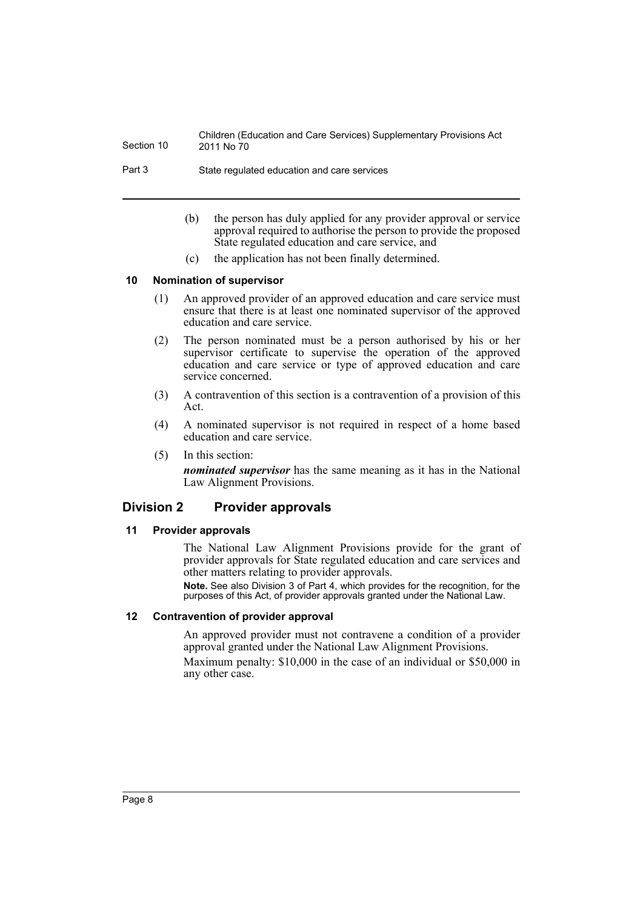(b) the person has duly applied for any provider approval or service approval required to authorise the person to provide the proposed State regulated education and care service, and

(c) the application has not been finally determined.

#### 10 Nomination of supervisor

(1) An approved provider of an approved education and care service must ensure that there is at least one nominated supervisor of the approved education and care service.

(2) The person nominated must be a person authorised by his or her supervisor certificate to supervise the operation of the approved education and care service or type of approved education and care service concerned.

(3) A contravention of this section is a contravention of a provision of this Act.

(4) A nominated supervisor is not required in respect of a home based education and care service.

(5) In this section:

***nominated supervisor*** has the same meaning as it has in the National Law Alignment Provisions.

### Division 2 Provider approvals

#### 11 Provider approvals

The National Law Alignment Provisions provide for the grant of provider approvals for State regulated education and care services and other matters relating to provider approvals.

**Note.** See also Division 3 of Part 4, which provides for the recognition, for the purposes of this Act, of provider approvals granted under the National Law.

#### 12 Contravention of provider approval

An approved provider must not contravene a condition of a provider approval granted under the National Law Alignment Provisions.

Maximum penalty: $10,000 in the case of an individual or $50,000 in any other case.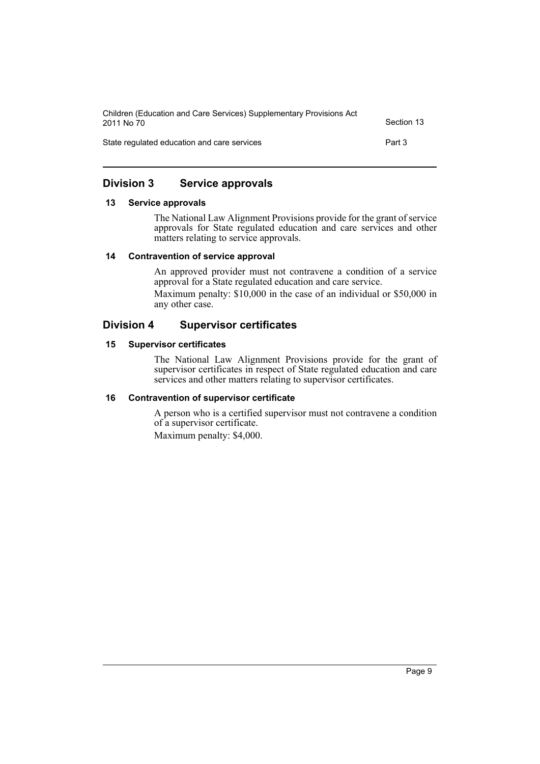## Division 3 Service approvals

### 13 Service approvals

The National Law Alignment Provisions provide for the grant of service approvals for State regulated education and care services and other matters relating to service approvals.

### 14 Contravention of service approval

An approved provider must not contravene a condition of a service approval for a State regulated education and care service.

Maximum penalty: $10,000 in the case of an individual or $50,000 in any other case.

## Division 4 Supervisor certificates

### 15 Supervisor certificates

The National Law Alignment Provisions provide for the grant of supervisor certificates in respect of State regulated education and care services and other matters relating to supervisor certificates.

### 16 Contravention of supervisor certificate

A person who is a certified supervisor must not contravene a condition of a supervisor certificate.

Maximum penalty: $4,000.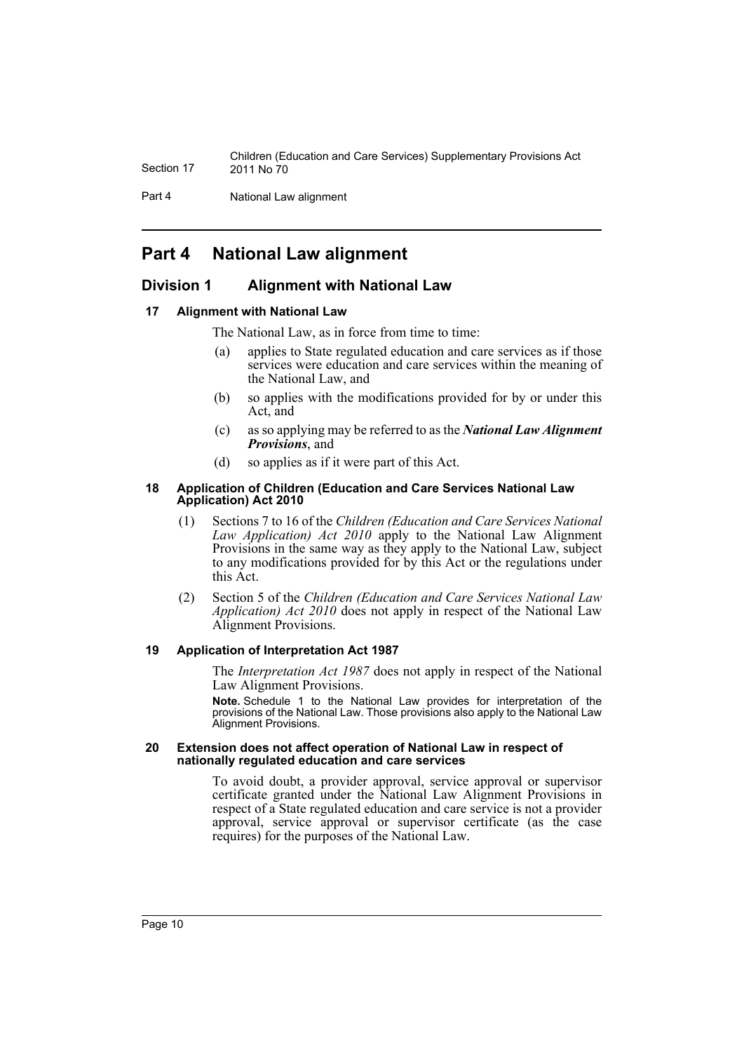# Part 4 National Law alignment

## Division 1 Alignment with National Law

### 17 Alignment with National Law

The National Law, as in force from time to time:

(a) applies to State regulated education and care services as if those services were education and care services within the meaning of the National Law, and

(b) so applies with the modifications provided for by or under this Act, and

(c) as so applying may be referred to as the ***National Law Alignment Provisions***, and

(d) so applies as if it were part of this Act.

### 18 Application of Children (Education and Care Services National Law Application) Act 2010

(1) Sections 7 to 16 of the *Children (Education and Care Services National Law Application) Act 2010* apply to the National Law Alignment Provisions in the same way as they apply to the National Law, subject to any modifications provided for by this Act or the regulations under this Act.

(2) Section 5 of the *Children (Education and Care Services National Law Application) Act 2010* does not apply in respect of the National Law Alignment Provisions.

### 19 Application of Interpretation Act 1987

The *Interpretation Act 1987* does not apply in respect of the National Law Alignment Provisions.

**Note.** Schedule 1 to the National Law provides for interpretation of the provisions of the National Law. Those provisions also apply to the National Law Alignment Provisions.

### 20 Extension does not affect operation of National Law in respect of nationally regulated education and care services

To avoid doubt, a provider approval, service approval or supervisor certificate granted under the National Law Alignment Provisions in respect of a State regulated education and care service is not a provider approval, service approval or supervisor certificate (as the case requires) for the purposes of the National Law.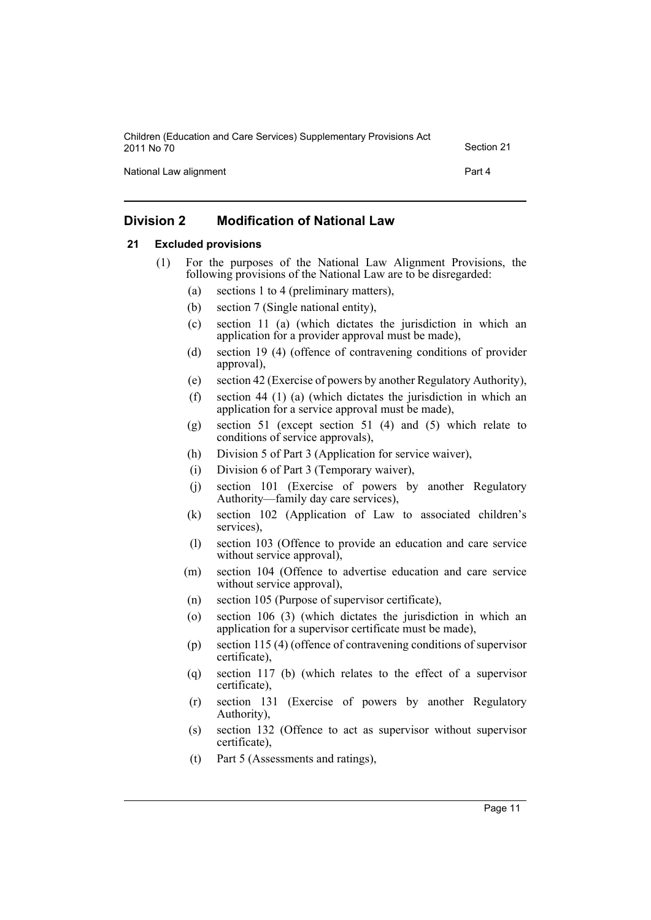## Division 2 Modification of National Law

### 21 Excluded provisions

(1) For the purposes of the National Law Alignment Provisions, the following provisions of the National Law are to be disregarded:

- (a) sections 1 to 4 (preliminary matters),
- (b) section 7 (Single national entity),
- (c) section 11 (a) (which dictates the jurisdiction in which an application for a provider approval must be made),
- (d) section 19 (4) (offence of contravening conditions of provider approval),
- (e) section 42 (Exercise of powers by another Regulatory Authority),
- (f) section 44 (1) (a) (which dictates the jurisdiction in which an application for a service approval must be made),
- (g) section 51 (except section 51 (4) and (5) which relate to conditions of service approvals),
- (h) Division 5 of Part 3 (Application for service waiver),
- (i) Division 6 of Part 3 (Temporary waiver),
- (j) section 101 (Exercise of powers by another Regulatory Authority—family day care services),
- (k) section 102 (Application of Law to associated children's services),
- (l) section 103 (Offence to provide an education and care service without service approval),
- (m) section 104 (Offence to advertise education and care service without service approval),
- (n) section 105 (Purpose of supervisor certificate),
- (o) section 106 (3) (which dictates the jurisdiction in which an application for a supervisor certificate must be made),
- (p) section 115 (4) (offence of contravening conditions of supervisor certificate),
- (q) section 117 (b) (which relates to the effect of a supervisor certificate),
- (r) section 131 (Exercise of powers by another Regulatory Authority),
- (s) section 132 (Offence to act as supervisor without supervisor certificate),
- (t) Part 5 (Assessments and ratings),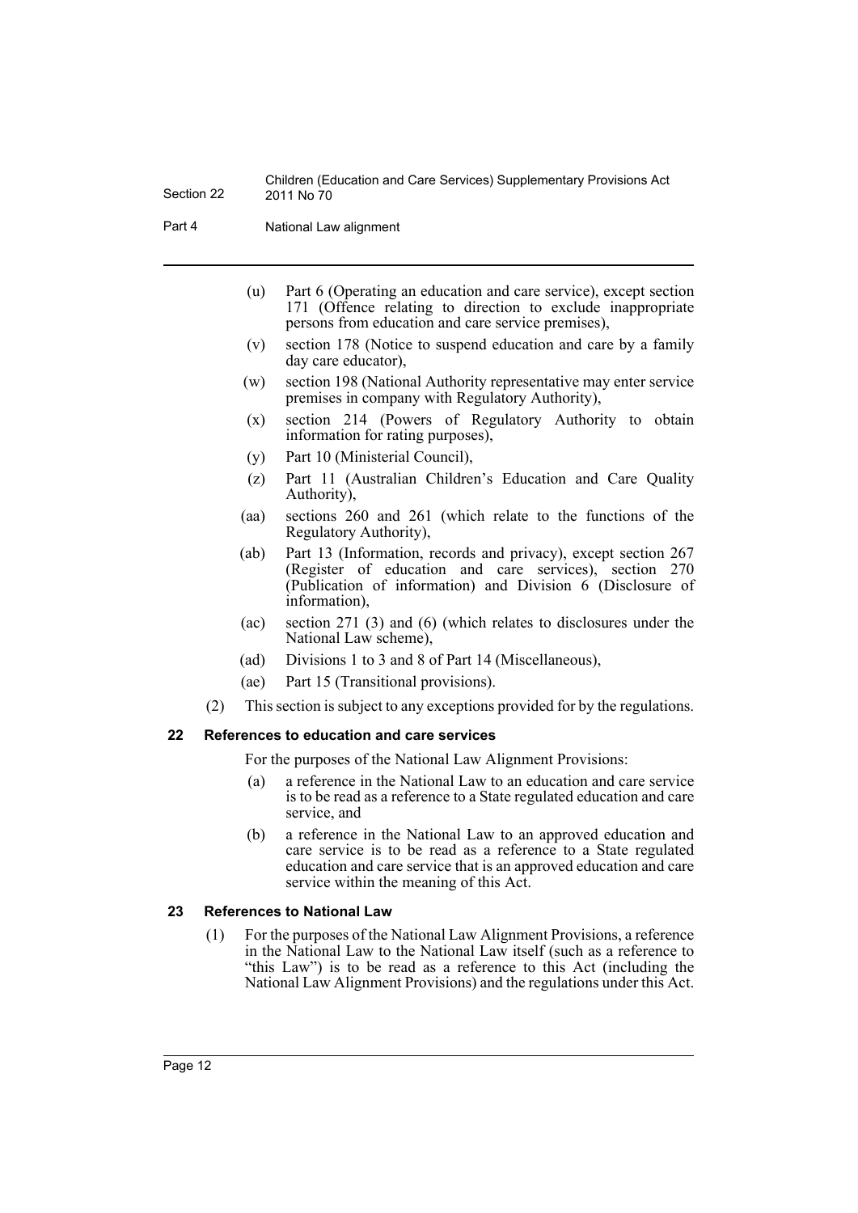(u) Part 6 (Operating an education and care service), except section 171 (Offence relating to direction to exclude inappropriate persons from education and care service premises),

(v) section 178 (Notice to suspend education and care by a family day care educator),

(w) section 198 (National Authority representative may enter service premises in company with Regulatory Authority),

(x) section 214 (Powers of Regulatory Authority to obtain information for rating purposes),

(y) Part 10 (Ministerial Council),

(z) Part 11 (Australian Children's Education and Care Quality Authority),

(aa) sections 260 and 261 (which relate to the functions of the Regulatory Authority),

(ab) Part 13 (Information, records and privacy), except section 267 (Register of education and care services), section 270 (Publication of information) and Division 6 (Disclosure of information),

(ac) section 271 (3) and (6) (which relates to disclosures under the National Law scheme),

(ad) Divisions 1 to 3 and 8 of Part 14 (Miscellaneous),

(ae) Part 15 (Transitional provisions).

(2) This section is subject to any exceptions provided for by the regulations.

### 22 References to education and care services

For the purposes of the National Law Alignment Provisions:

(a) a reference in the National Law to an education and care service is to be read as a reference to a State regulated education and care service, and

(b) a reference in the National Law to an approved education and care service is to be read as a reference to a State regulated education and care service that is an approved education and care service within the meaning of this Act.

### 23 References to National Law

(1) For the purposes of the National Law Alignment Provisions, a reference in the National Law to the National Law itself (such as a reference to "this Law") is to be read as a reference to this Act (including the National Law Alignment Provisions) and the regulations under this Act.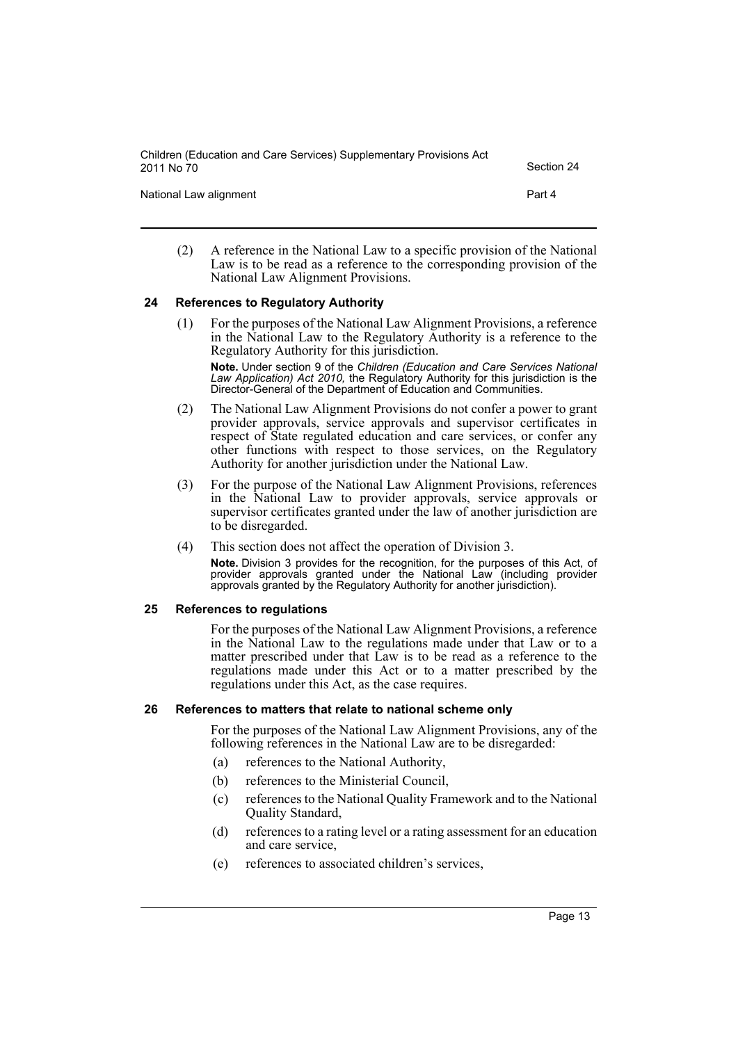(2) A reference in the National Law to a specific provision of the National Law is to be read as a reference to the corresponding provision of the National Law Alignment Provisions.

### 24 References to Regulatory Authority

(1) For the purposes of the National Law Alignment Provisions, a reference in the National Law to the Regulatory Authority is a reference to the Regulatory Authority for this jurisdiction.

**Note.** Under section 9 of the *Children (Education and Care Services National Law Application) Act 2010,* the Regulatory Authority for this jurisdiction is the Director-General of the Department of Education and Communities.

(2) The National Law Alignment Provisions do not confer a power to grant provider approvals, service approvals and supervisor certificates in respect of State regulated education and care services, or confer any other functions with respect to those services, on the Regulatory Authority for another jurisdiction under the National Law.

(3) For the purpose of the National Law Alignment Provisions, references in the National Law to provider approvals, service approvals or supervisor certificates granted under the law of another jurisdiction are to be disregarded.

(4) This section does not affect the operation of Division 3.

**Note.** Division 3 provides for the recognition, for the purposes of this Act, of provider approvals granted under the National Law (including provider approvals granted by the Regulatory Authority for another jurisdiction).

### 25 References to regulations

For the purposes of the National Law Alignment Provisions, a reference in the National Law to the regulations made under that Law or to a matter prescribed under that Law is to be read as a reference to the regulations made under this Act or to a matter prescribed by the regulations under this Act, as the case requires.

### 26 References to matters that relate to national scheme only

For the purposes of the National Law Alignment Provisions, any of the following references in the National Law are to be disregarded:

(a) references to the National Authority,

(b) references to the Ministerial Council,

(c) references to the National Quality Framework and to the National Quality Standard,

(d) references to a rating level or a rating assessment for an education and care service,

(e) references to associated children's services,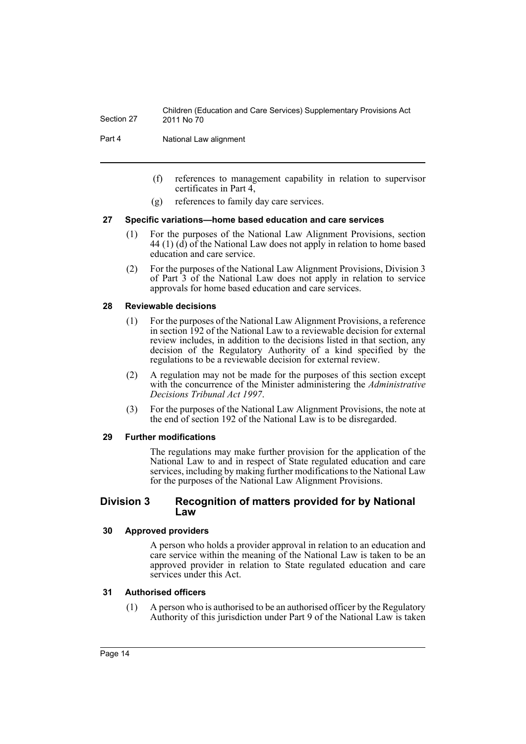(f) references to management capability in relation to supervisor certificates in Part 4,

(g) references to family day care services.

#### 27 Specific variations—home based education and care services

(1) For the purposes of the National Law Alignment Provisions, section 44 (1) (d) of the National Law does not apply in relation to home based education and care service.

(2) For the purposes of the National Law Alignment Provisions, Division 3 of Part 3 of the National Law does not apply in relation to service approvals for home based education and care services.

#### 28 Reviewable decisions

(1) For the purposes of the National Law Alignment Provisions, a reference in section 192 of the National Law to a reviewable decision for external review includes, in addition to the decisions listed in that section, any decision of the Regulatory Authority of a kind specified by the regulations to be a reviewable decision for external review.

(2) A regulation may not be made for the purposes of this section except with the concurrence of the Minister administering the *Administrative Decisions Tribunal Act 1997*.

(3) For the purposes of the National Law Alignment Provisions, the note at the end of section 192 of the National Law is to be disregarded.

#### 29 Further modifications

The regulations may make further provision for the application of the National Law to and in respect of State regulated education and care services, including by making further modifications to the National Law for the purposes of the National Law Alignment Provisions.

### Division 3 Recognition of matters provided for by National Law

#### 30 Approved providers

A person who holds a provider approval in relation to an education and care service within the meaning of the National Law is taken to be an approved provider in relation to State regulated education and care services under this Act.

#### 31 Authorised officers

(1) A person who is authorised to be an authorised officer by the Regulatory Authority of this jurisdiction under Part 9 of the National Law is taken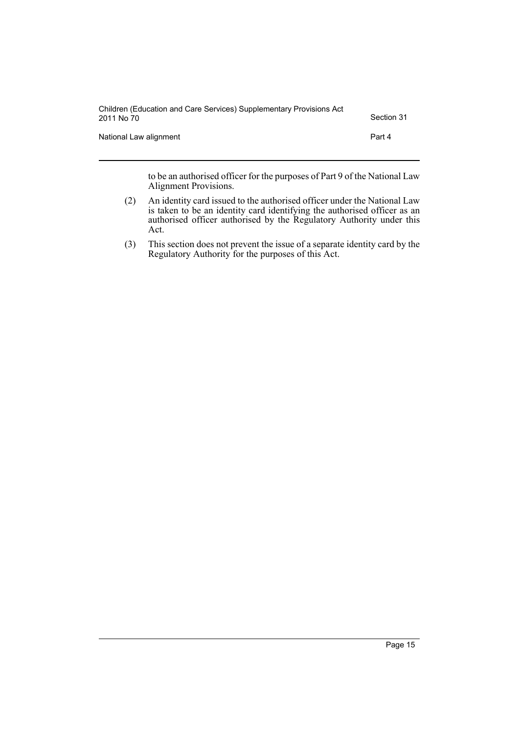to be an authorised officer for the purposes of Part 9 of the National Law Alignment Provisions.

(2) An identity card issued to the authorised officer under the National Law is taken to be an identity card identifying the authorised officer as an authorised officer authorised by the Regulatory Authority under this Act.

(3) This section does not prevent the issue of a separate identity card by the Regulatory Authority for the purposes of this Act.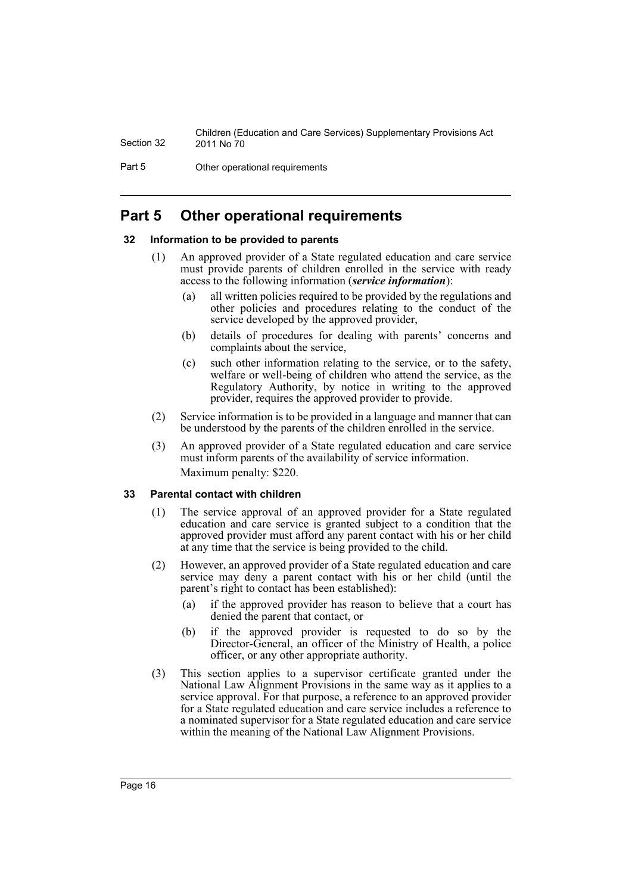# Part 5 Other operational requirements

### 32 Information to be provided to parents

(1) An approved provider of a State regulated education and care service must provide parents of children enrolled in the service with ready access to the following information (***service information***):

  (a) all written policies required to be provided by the regulations and other policies and procedures relating to the conduct of the service developed by the approved provider,

  (b) details of procedures for dealing with parents' concerns and complaints about the service,

  (c) such other information relating to the service, or to the safety, welfare or well-being of children who attend the service, as the Regulatory Authority, by notice in writing to the approved provider, requires the approved provider to provide.

(2) Service information is to be provided in a language and manner that can be understood by the parents of the children enrolled in the service.

(3) An approved provider of a State regulated education and care service must inform parents of the availability of service information.

Maximum penalty: $220.

### 33 Parental contact with children

(1) The service approval of an approved provider for a State regulated education and care service is granted subject to a condition that the approved provider must afford any parent contact with his or her child at any time that the service is being provided to the child.

(2) However, an approved provider of a State regulated education and care service may deny a parent contact with his or her child (until the parent's right to contact has been established):

  (a) if the approved provider has reason to believe that a court has denied the parent that contact, or

  (b) if the approved provider is requested to do so by the Director-General, an officer of the Ministry of Health, a police officer, or any other appropriate authority.

(3) This section applies to a supervisor certificate granted under the National Law Alignment Provisions in the same way as it applies to a service approval. For that purpose, a reference to an approved provider for a State regulated education and care service includes a reference to a nominated supervisor for a State regulated education and care service within the meaning of the National Law Alignment Provisions.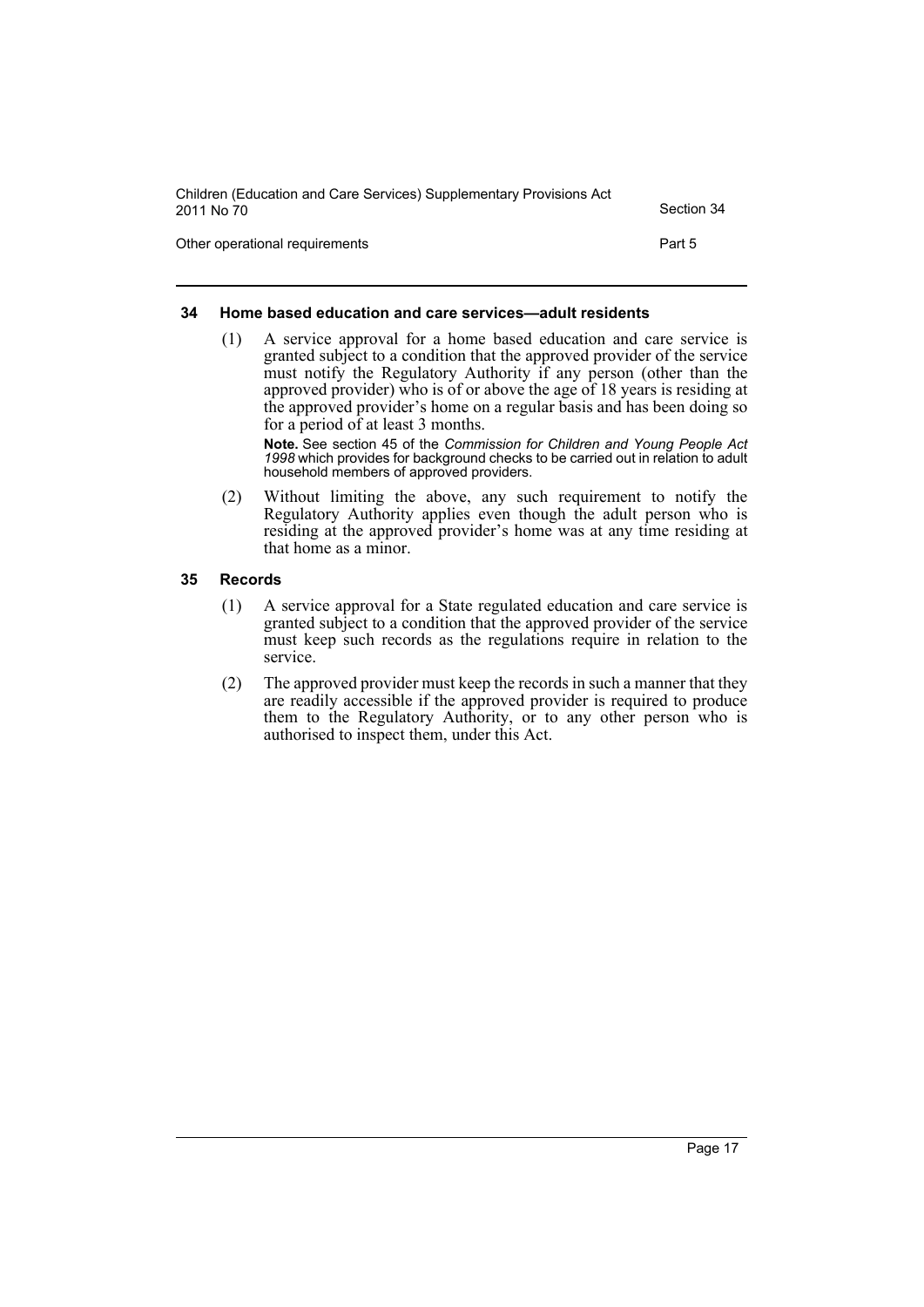### 34 Home based education and care services—adult residents

(1) A service approval for a home based education and care service is granted subject to a condition that the approved provider of the service must notify the Regulatory Authority if any person (other than the approved provider) who is of or above the age of 18 years is residing at the approved provider's home on a regular basis and has been doing so for a period of at least 3 months.

**Note.** See section 45 of the *Commission for Children and Young People Act 1998* which provides for background checks to be carried out in relation to adult household members of approved providers.

(2) Without limiting the above, any such requirement to notify the Regulatory Authority applies even though the adult person who is residing at the approved provider's home was at any time residing at that home as a minor.

### 35 Records

(1) A service approval for a State regulated education and care service is granted subject to a condition that the approved provider of the service must keep such records as the regulations require in relation to the service.

(2) The approved provider must keep the records in such a manner that they are readily accessible if the approved provider is required to produce them to the Regulatory Authority, or to any other person who is authorised to inspect them, under this Act.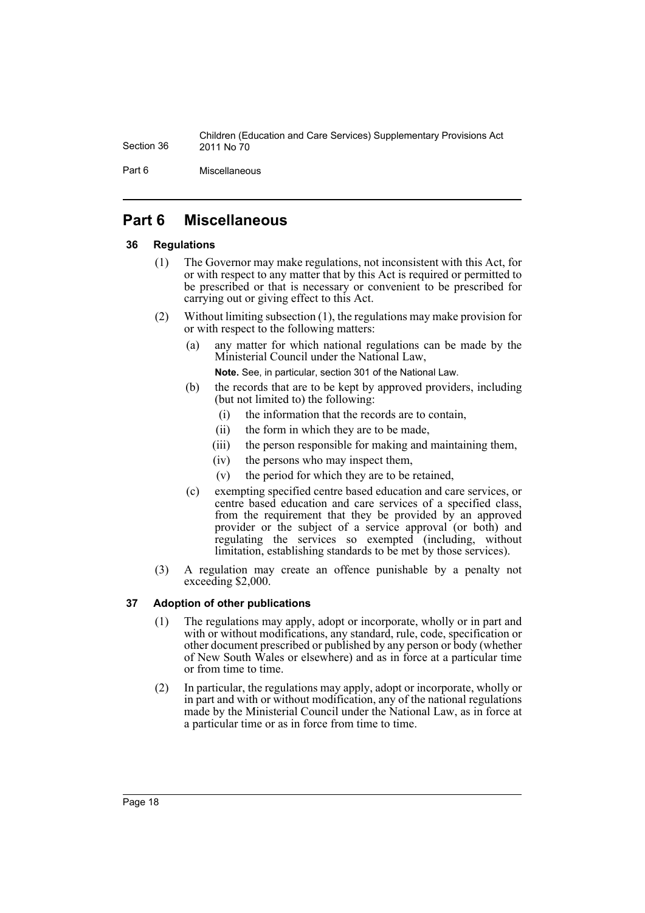## Part 6 Miscellaneous

### 36 Regulations

(1) The Governor may make regulations, not inconsistent with this Act, for or with respect to any matter that by this Act is required or permitted to be prescribed or that is necessary or convenient to be prescribed for carrying out or giving effect to this Act.

(2) Without limiting subsection (1), the regulations may make provision for or with respect to the following matters:

(a) any matter for which national regulations can be made by the Ministerial Council under the National Law,

**Note.** See, in particular, section 301 of the National Law.

(b) the records that are to be kept by approved providers, including (but not limited to) the following:

(i) the information that the records are to contain,

(ii) the form in which they are to be made,

(iii) the person responsible for making and maintaining them,

(iv) the persons who may inspect them,

(v) the period for which they are to be retained,

(c) exempting specified centre based education and care services, or centre based education and care services of a specified class, from the requirement that they be provided by an approved provider or the subject of a service approval (or both) and regulating the services so exempted (including, without limitation, establishing standards to be met by those services).

(3) A regulation may create an offence punishable by a penalty not exceeding $2,000.

### 37 Adoption of other publications

(1) The regulations may apply, adopt or incorporate, wholly or in part and with or without modifications, any standard, rule, code, specification or other document prescribed or published by any person or body (whether of New South Wales or elsewhere) and as in force at a particular time or from time to time.

(2) In particular, the regulations may apply, adopt or incorporate, wholly or in part and with or without modification, any of the national regulations made by the Ministerial Council under the National Law, as in force at a particular time or as in force from time to time.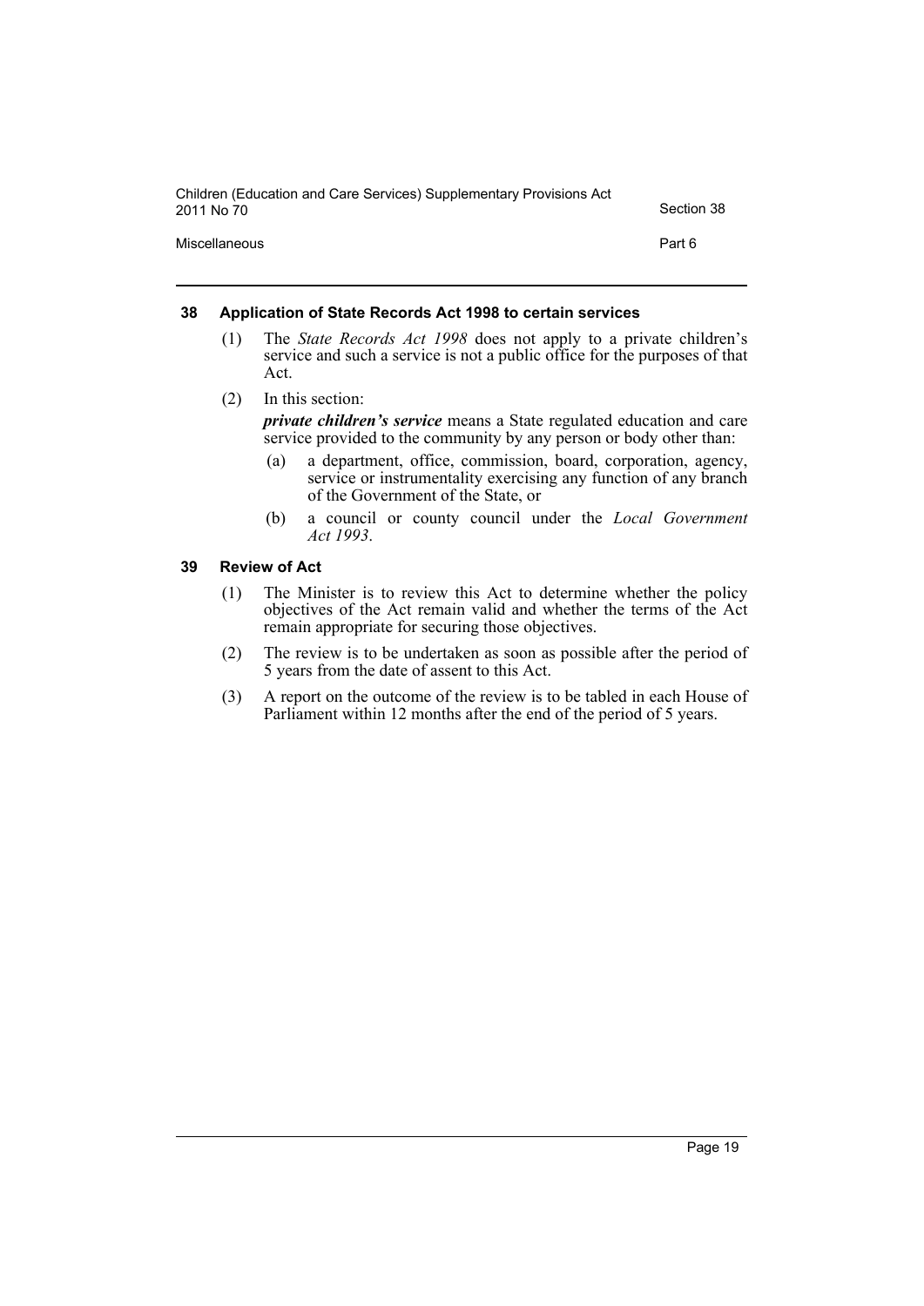## 38 Application of State Records Act 1998 to certain services

(1) The *State Records Act 1998* does not apply to a private children's service and such a service is not a public office for the purposes of that Act.

(2) In this section:

***private children's service*** means a State regulated education and care service provided to the community by any person or body other than:

- (a) a department, office, commission, board, corporation, agency, service or instrumentality exercising any function of any branch of the Government of the State, or
- (b) a council or county council under the *Local Government Act 1993*.

## 39 Review of Act

(1) The Minister is to review this Act to determine whether the policy objectives of the Act remain valid and whether the terms of the Act remain appropriate for securing those objectives.

(2) The review is to be undertaken as soon as possible after the period of 5 years from the date of assent to this Act.

(3) A report on the outcome of the review is to be tabled in each House of Parliament within 12 months after the end of the period of 5 years.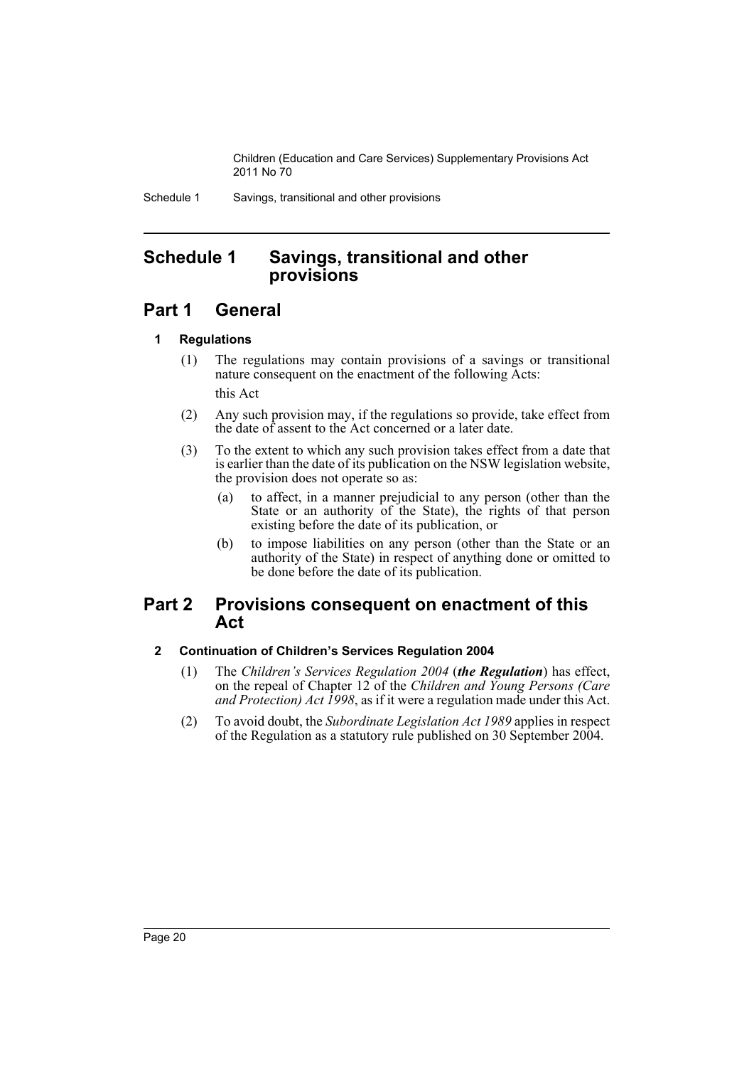# Schedule 1 Savings, transitional and other provisions

## Part 1 General

### 1 Regulations

(1) The regulations may contain provisions of a savings or transitional nature consequent on the enactment of the following Acts:

this Act

(2) Any such provision may, if the regulations so provide, take effect from the date of assent to the Act concerned or a later date.

(3) To the extent to which any such provision takes effect from a date that is earlier than the date of its publication on the NSW legislation website, the provision does not operate so as:

- (a) to affect, in a manner prejudicial to any person (other than the State or an authority of the State), the rights of that person existing before the date of its publication, or
- (b) to impose liabilities on any person (other than the State or an authority of the State) in respect of anything done or omitted to be done before the date of its publication.

## Part 2 Provisions consequent on enactment of this Act

### 2 Continuation of Children's Services Regulation 2004

(1) The *Children's Services Regulation 2004* (***the Regulation***) has effect, on the repeal of Chapter 12 of the *Children and Young Persons (Care and Protection) Act 1998*, as if it were a regulation made under this Act.

(2) To avoid doubt, the *Subordinate Legislation Act 1989* applies in respect of the Regulation as a statutory rule published on 30 September 2004.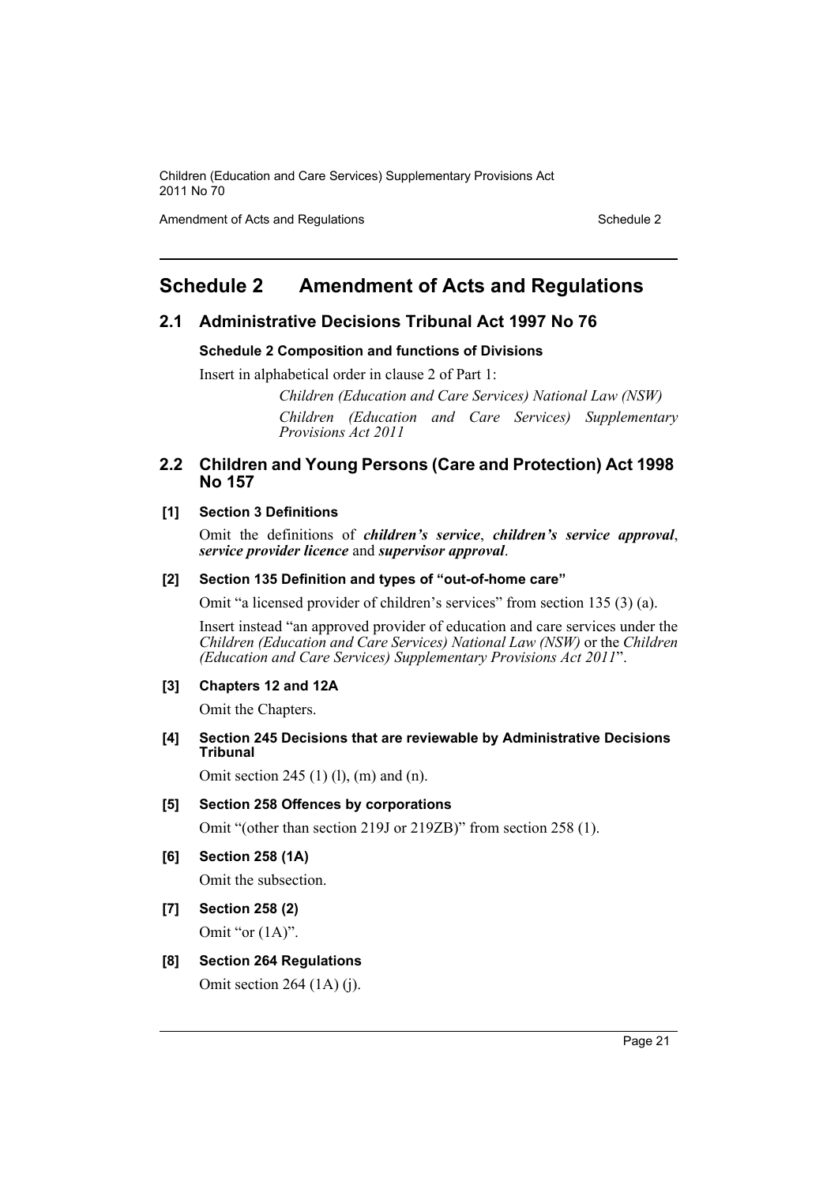# Schedule 2 Amendment of Acts and Regulations

## 2.1 Administrative Decisions Tribunal Act 1997 No 76

**Schedule 2 Composition and functions of Divisions**

Insert in alphabetical order in clause 2 of Part 1:

*Children (Education and Care Services) National Law (NSW)*

*Children (Education and Care Services) Supplementary Provisions Act 2011*

## 2.2 Children and Young Persons (Care and Protection) Act 1998 No 157

**[1] Section 3 Definitions**

Omit the definitions of ***children's service***, ***children's service approval***, ***service provider licence*** and ***supervisor approval***.

**[2] Section 135 Definition and types of "out-of-home care"**

Omit "a licensed provider of children's services" from section 135 (3) (a).

Insert instead "an approved provider of education and care services under the *Children (Education and Care Services) National Law (NSW)* or the *Children (Education and Care Services) Supplementary Provisions Act 2011*".

**[3] Chapters 12 and 12A**

Omit the Chapters.

**[4] Section 245 Decisions that are reviewable by Administrative Decisions Tribunal**

Omit section 245 (1) (l), (m) and (n).

**[5] Section 258 Offences by corporations**

Omit "(other than section 219J or 219ZB)" from section 258 (1).

**[6] Section 258 (1A)**

Omit the subsection.

**[7] Section 258 (2)**

Omit "or (1A)".

**[8] Section 264 Regulations**

Omit section 264 (1A) (j).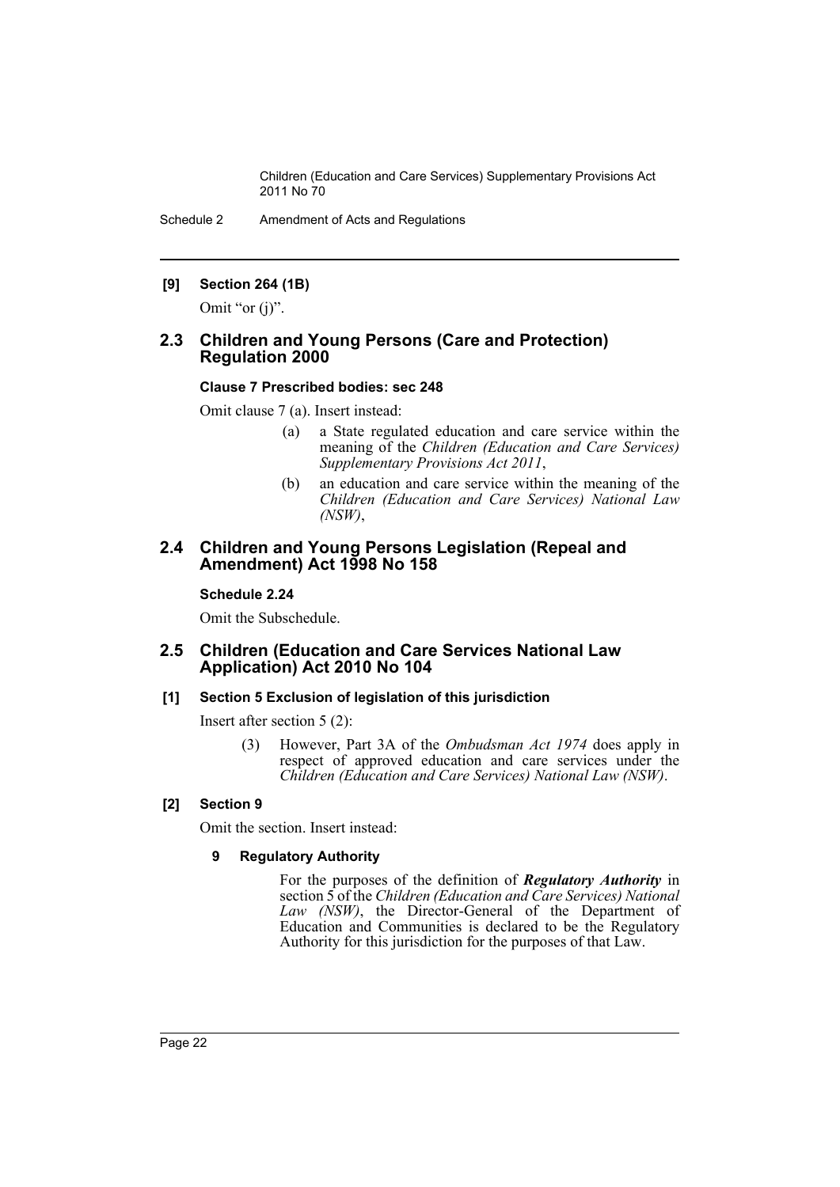**[9] Section 264 (1B)**

Omit "or (j)".

## 2.3 Children and Young Persons (Care and Protection) Regulation 2000

**Clause 7 Prescribed bodies: sec 248**

Omit clause 7 (a). Insert instead:

> (a) a State regulated education and care service within the meaning of the *Children (Education and Care Services) Supplementary Provisions Act 2011*,
>
> (b) an education and care service within the meaning of the *Children (Education and Care Services) National Law (NSW)*,

## 2.4 Children and Young Persons Legislation (Repeal and Amendment) Act 1998 No 158

**Schedule 2.24**

Omit the Subschedule.

## 2.5 Children (Education and Care Services National Law Application) Act 2010 No 104

**[1] Section 5 Exclusion of legislation of this jurisdiction**

Insert after section 5 (2):

> (3) However, Part 3A of the *Ombudsman Act 1974* does apply in respect of approved education and care services under the *Children (Education and Care Services) National Law (NSW)*.

**[2] Section 9**

Omit the section. Insert instead:

> **9 Regulatory Authority**
>
> For the purposes of the definition of ***Regulatory Authority*** in section 5 of the *Children (Education and Care Services) National Law (NSW)*, the Director-General of the Department of Education and Communities is declared to be the Regulatory Authority for this jurisdiction for the purposes of that Law.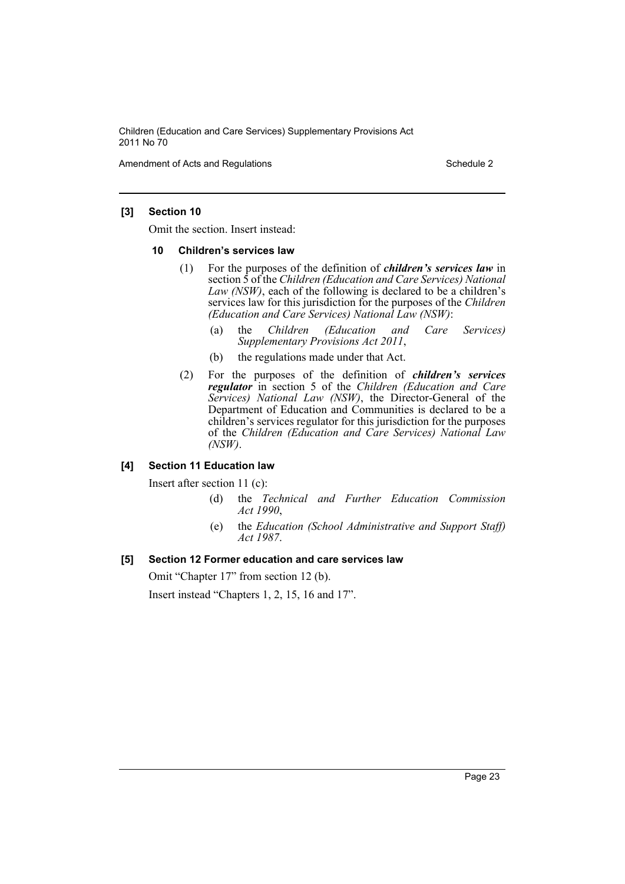**[3] Section 10**

Omit the section. Insert instead:

**10 Children's services law**

(1) For the purposes of the definition of ***children's services law*** in section 5 of the *Children (Education and Care Services) National Law (NSW)*, each of the following is declared to be a children's services law for this jurisdiction for the purposes of the *Children (Education and Care Services) National Law (NSW)*:

(a) the *Children (Education and Care Services) Supplementary Provisions Act 2011*,

(b) the regulations made under that Act.

(2) For the purposes of the definition of ***children's services regulator*** in section 5 of the *Children (Education and Care Services) National Law (NSW)*, the Director-General of the Department of Education and Communities is declared to be a children's services regulator for this jurisdiction for the purposes of the *Children (Education and Care Services) National Law (NSW)*.

**[4] Section 11 Education law**

Insert after section 11 (c):

(d) the *Technical and Further Education Commission Act 1990*,

(e) the *Education (School Administrative and Support Staff) Act 1987*.

**[5] Section 12 Former education and care services law**

Omit "Chapter 17" from section 12 (b).

Insert instead "Chapters 1, 2, 15, 16 and 17".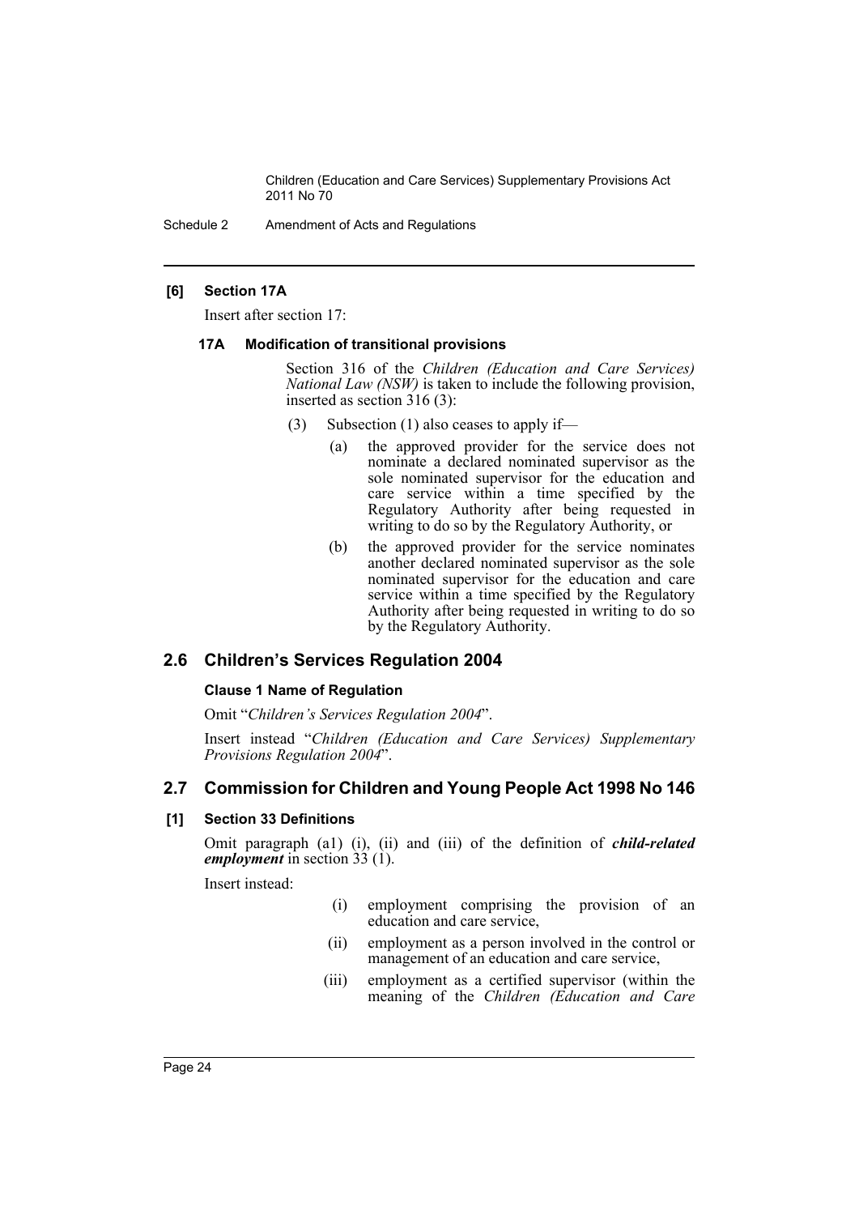#### [6] Section 17A

Insert after section 17:

##### 17A Modification of transitional provisions

Section 316 of the *Children (Education and Care Services) National Law (NSW)* is taken to include the following provision, inserted as section 316 (3):

(3) Subsection (1) also ceases to apply if—

(a) the approved provider for the service does not nominate a declared nominated supervisor as the sole nominated supervisor for the education and care service within a time specified by the Regulatory Authority after being requested in writing to do so by the Regulatory Authority, or

(b) the approved provider for the service nominates another declared nominated supervisor as the sole nominated supervisor for the education and care service within a time specified by the Regulatory Authority after being requested in writing to do so by the Regulatory Authority.

## 2.6 Children's Services Regulation 2004

#### Clause 1 Name of Regulation

Omit "*Children's Services Regulation 2004*".

Insert instead "*Children (Education and Care Services) Supplementary Provisions Regulation 2004*".

## 2.7 Commission for Children and Young People Act 1998 No 146

#### [1] Section 33 Definitions

Omit paragraph (a1) (i), (ii) and (iii) of the definition of ***child-related employment*** in section 33 (1).

Insert instead:

(i) employment comprising the provision of an education and care service,

(ii) employment as a person involved in the control or management of an education and care service,

(iii) employment as a certified supervisor (within the meaning of the *Children (Education and Care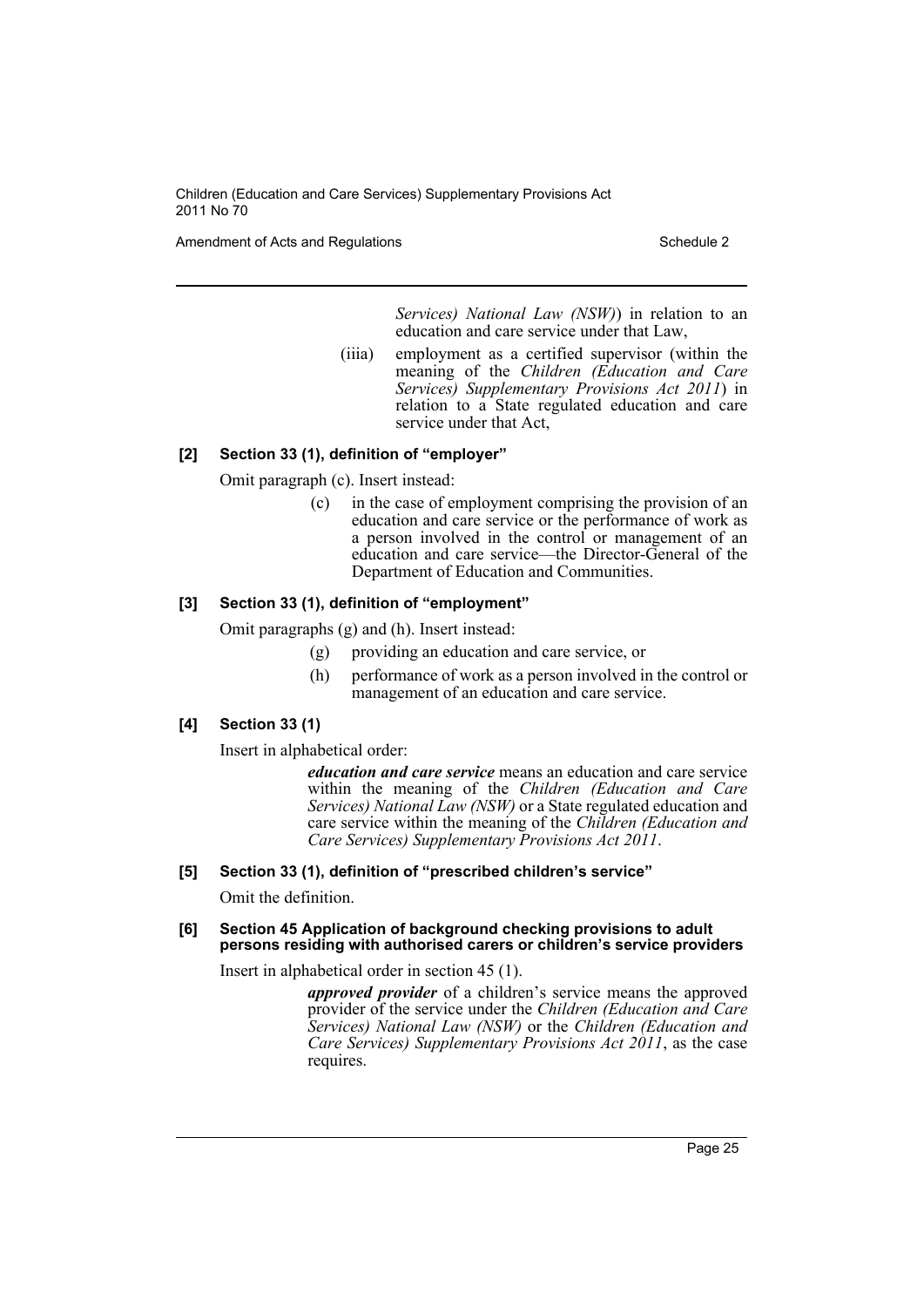*Services) National Law (NSW)*) in relation to an education and care service under that Law,

(iiia) employment as a certified supervisor (within the meaning of the *Children (Education and Care Services) Supplementary Provisions Act 2011*) in relation to a State regulated education and care service under that Act,

#### [2] Section 33 (1), definition of "employer"

Omit paragraph (c). Insert instead:

(c) in the case of employment comprising the provision of an education and care service or the performance of work as a person involved in the control or management of an education and care service—the Director-General of the Department of Education and Communities.

#### [3] Section 33 (1), definition of "employment"

Omit paragraphs (g) and (h). Insert instead:

(g) providing an education and care service, or

(h) performance of work as a person involved in the control or management of an education and care service.

#### [4] Section 33 (1)

Insert in alphabetical order:

***education and care service*** means an education and care service within the meaning of the *Children (Education and Care Services) National Law (NSW)* or a State regulated education and care service within the meaning of the *Children (Education and Care Services) Supplementary Provisions Act 2011*.

#### [5] Section 33 (1), definition of "prescribed children's service"

Omit the definition.

#### [6] Section 45 Application of background checking provisions to adult persons residing with authorised carers or children's service providers

Insert in alphabetical order in section 45 (1).

***approved provider*** of a children's service means the approved provider of the service under the *Children (Education and Care Services) National Law (NSW)* or the *Children (Education and Care Services) Supplementary Provisions Act 2011*, as the case requires.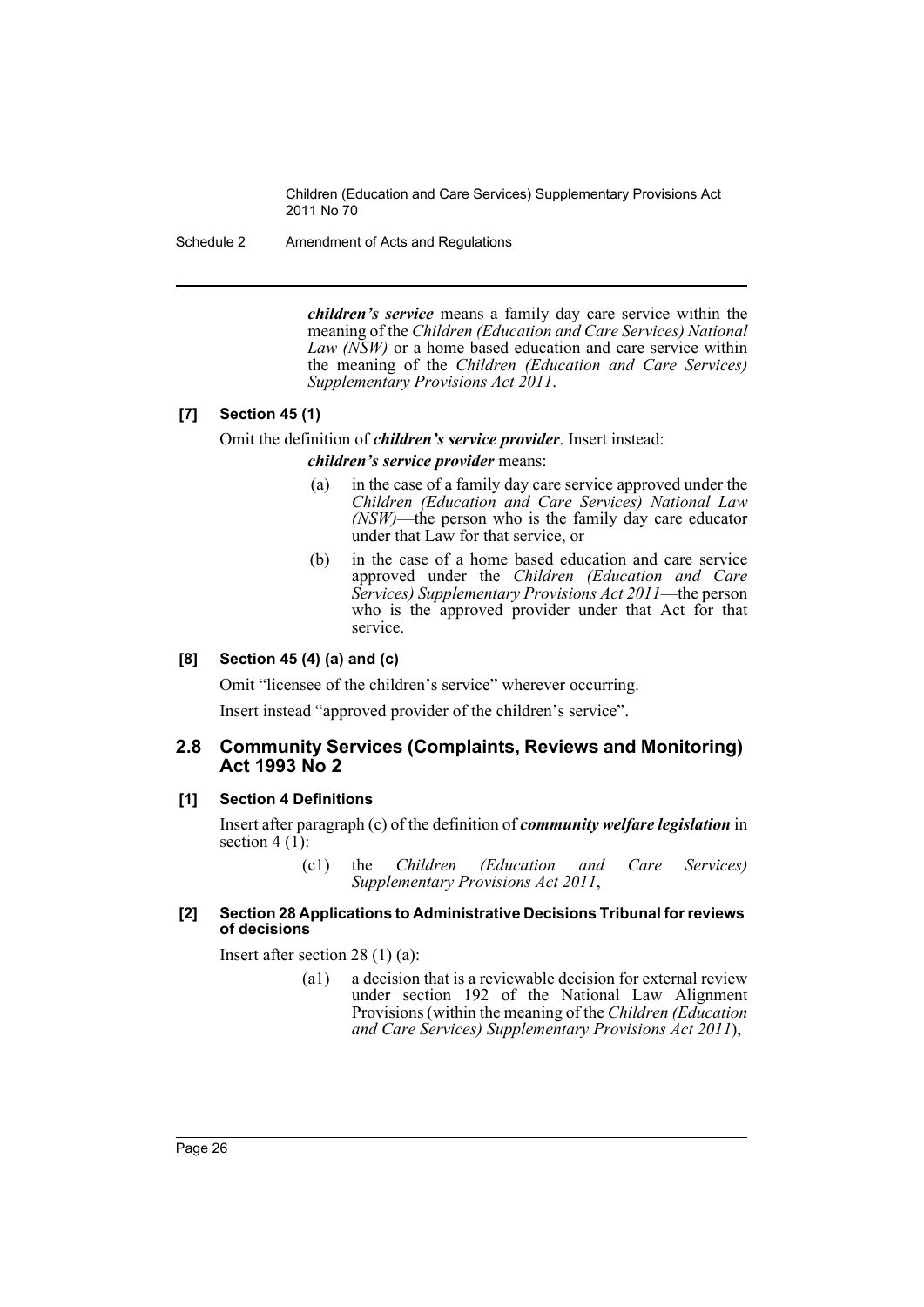***children's service*** means a family day care service within the meaning of the *Children (Education and Care Services) National Law (NSW)* or a home based education and care service within the meaning of the *Children (Education and Care Services) Supplementary Provisions Act 2011*.

#### [7] Section 45 (1)

Omit the definition of ***children's service provider***. Insert instead:

***children's service provider*** means:

- (a) in the case of a family day care service approved under the *Children (Education and Care Services) National Law (NSW)*—the person who is the family day care educator under that Law for that service, or
- (b) in the case of a home based education and care service approved under the *Children (Education and Care Services) Supplementary Provisions Act 2011*—the person who is the approved provider under that Act for that service.

#### [8] Section 45 (4) (a) and (c)

Omit "licensee of the children's service" wherever occurring.

Insert instead "approved provider of the children's service".

### 2.8 Community Services (Complaints, Reviews and Monitoring) Act 1993 No 2

#### [1] Section 4 Definitions

Insert after paragraph (c) of the definition of ***community welfare legislation*** in section 4 (1):

- (c1) the *Children (Education and Care Services) Supplementary Provisions Act 2011*,

#### [2] Section 28 Applications to Administrative Decisions Tribunal for reviews of decisions

Insert after section 28 (1) (a):

- (a1) a decision that is a reviewable decision for external review under section 192 of the National Law Alignment Provisions (within the meaning of the *Children (Education and Care Services) Supplementary Provisions Act 2011*),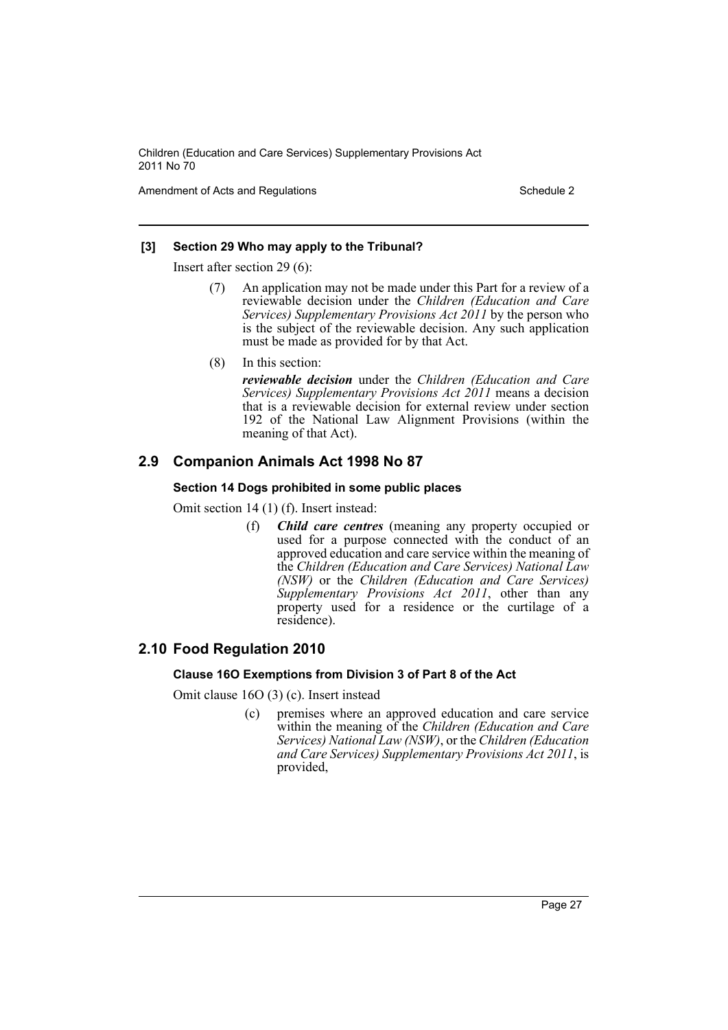**[3] Section 29 Who may apply to the Tribunal?**

Insert after section 29 (6):

> (7) An application may not be made under this Part for a review of a reviewable decision under the *Children (Education and Care Services) Supplementary Provisions Act 2011* by the person who is the subject of the reviewable decision. Any such application must be made as provided for by that Act.
>
> (8) In this section:
>
> ***reviewable decision*** under the *Children (Education and Care Services) Supplementary Provisions Act 2011* means a decision that is a reviewable decision for external review under section 192 of the National Law Alignment Provisions (within the meaning of that Act).

## 2.9 Companion Animals Act 1998 No 87

### Section 14 Dogs prohibited in some public places

Omit section 14 (1) (f). Insert instead:

> (f) ***Child care centres*** (meaning any property occupied or used for a purpose connected with the conduct of an approved education and care service within the meaning of the *Children (Education and Care Services) National Law (NSW)* or the *Children (Education and Care Services) Supplementary Provisions Act 2011*, other than any property used for a residence or the curtilage of a residence).

## 2.10 Food Regulation 2010

### Clause 16O Exemptions from Division 3 of Part 8 of the Act

Omit clause 16O (3) (c). Insert instead

> (c) premises where an approved education and care service within the meaning of the *Children (Education and Care Services) National Law (NSW)*, or the *Children (Education and Care Services) Supplementary Provisions Act 2011*, is provided,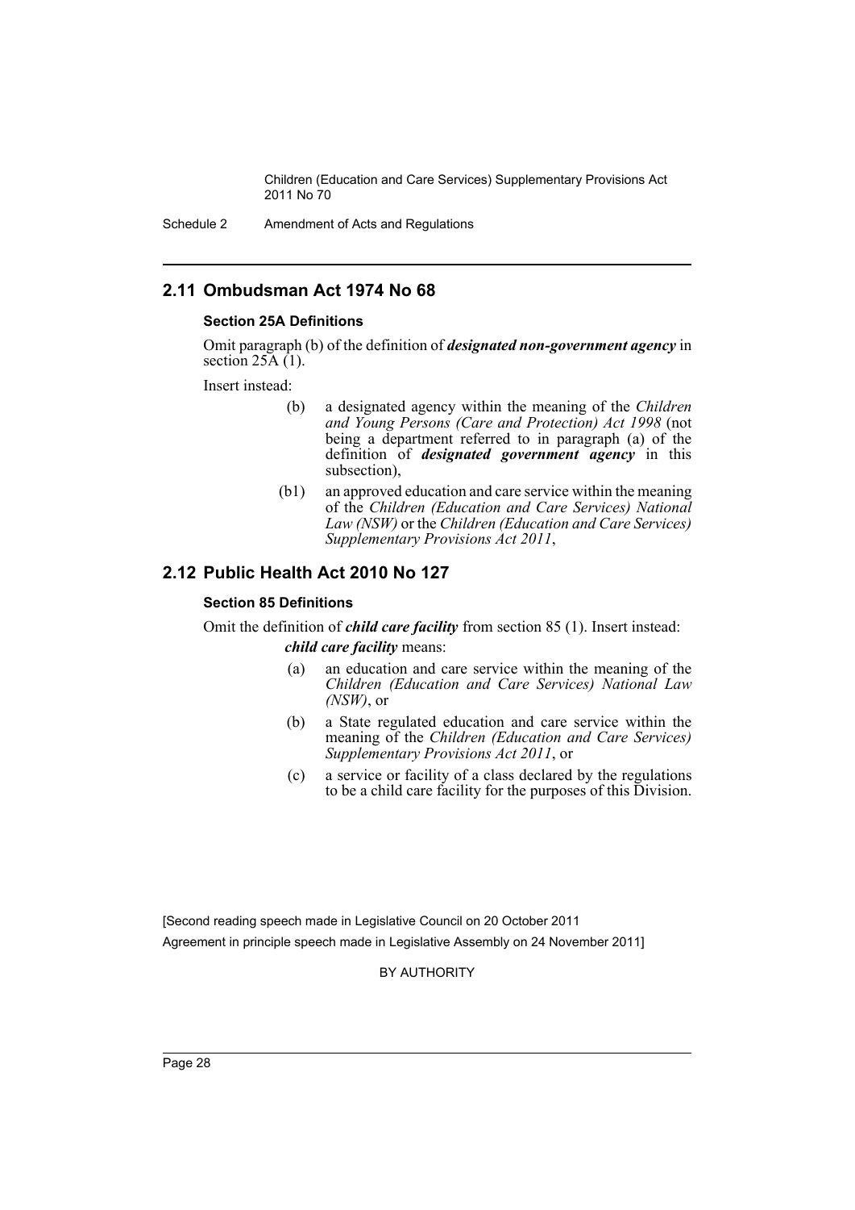## 2.11 Ombudsman Act 1974 No 68

### Section 25A Definitions

Omit paragraph (b) of the definition of ***designated non-government agency*** in section 25A (1).

Insert instead:

- (b) a designated agency within the meaning of the *Children and Young Persons (Care and Protection) Act 1998* (not being a department referred to in paragraph (a) of the definition of ***designated government agency*** in this subsection),
- (b1) an approved education and care service within the meaning of the *Children (Education and Care Services) National Law (NSW)* or the *Children (Education and Care Services) Supplementary Provisions Act 2011*,

## 2.12 Public Health Act 2010 No 127

### Section 85 Definitions

Omit the definition of ***child care facility*** from section 85 (1). Insert instead:

***child care facility*** means:

- (a) an education and care service within the meaning of the *Children (Education and Care Services) National Law (NSW)*, or
- (b) a State regulated education and care service within the meaning of the *Children (Education and Care Services) Supplementary Provisions Act 2011*, or
- (c) a service or facility of a class declared by the regulations to be a child care facility for the purposes of this Division.

[Second reading speech made in Legislative Council on 20 October 2011

Agreement in principle speech made in Legislative Assembly on 24 November 2011]

BY AUTHORITY